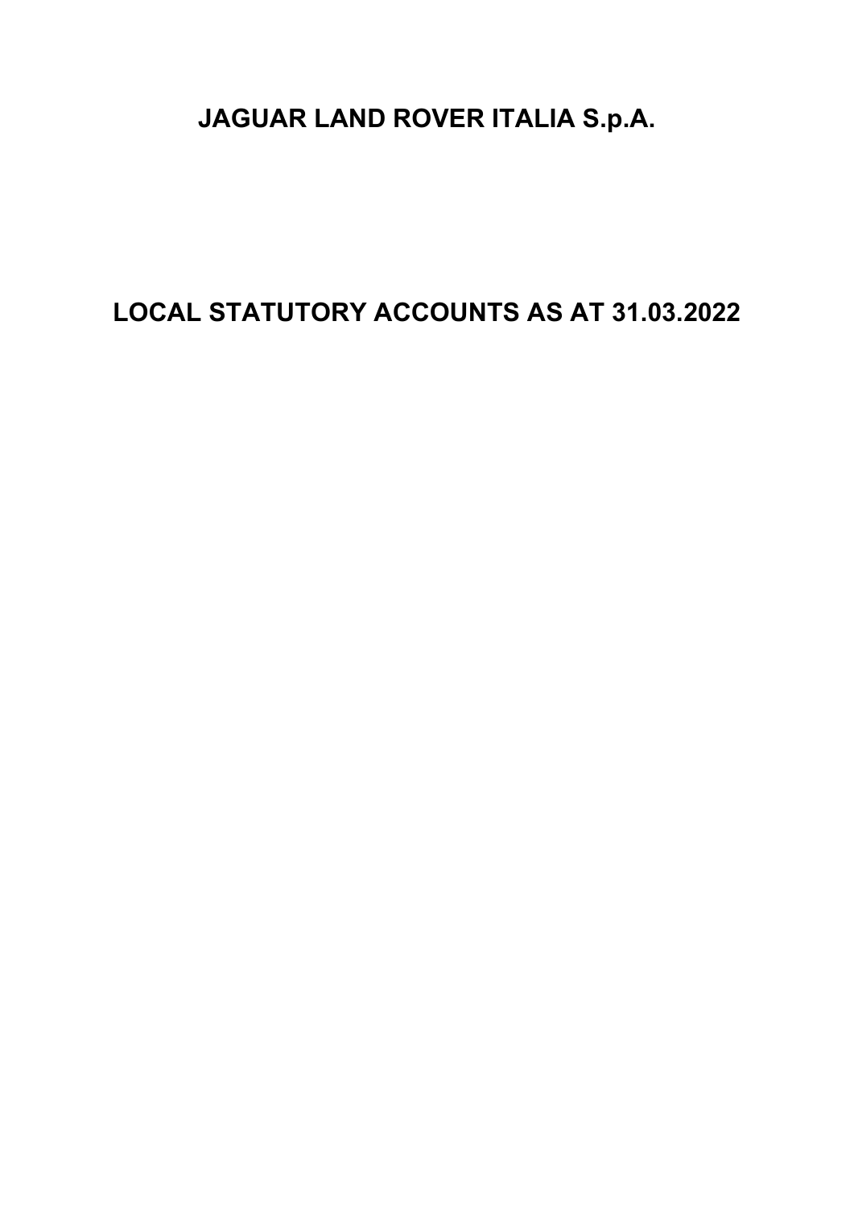# JAGUAR LAND ROVER ITALIA S.p.A.

# LOCAL STATUTORY ACCOUNTS AS AT 31.03.2022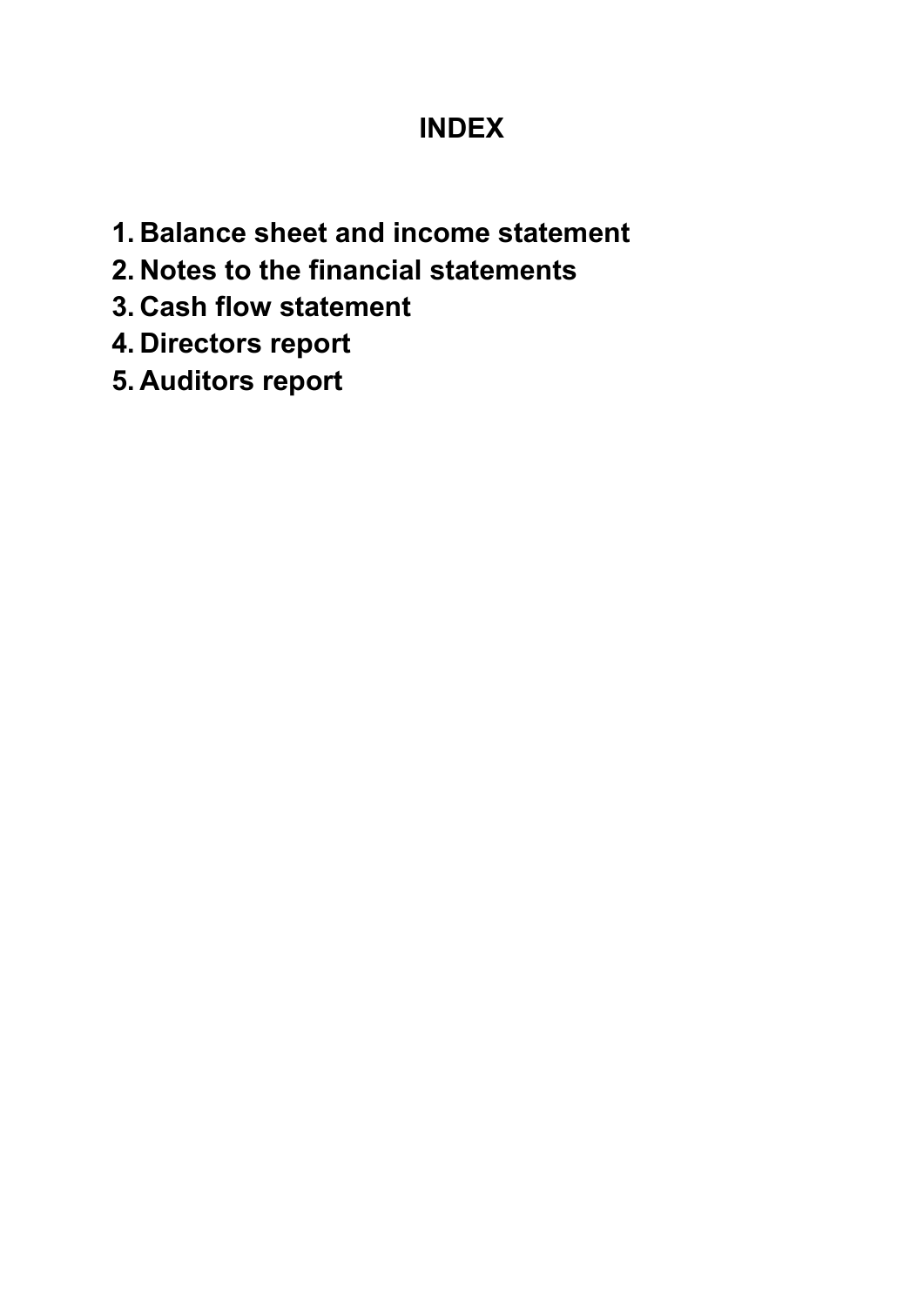# INDEX

1. **Balance sheet and income statement**
2. **Notes to the financial statements**
3. **Cash flow statement**
4. **Directors report**
5. **Auditors report**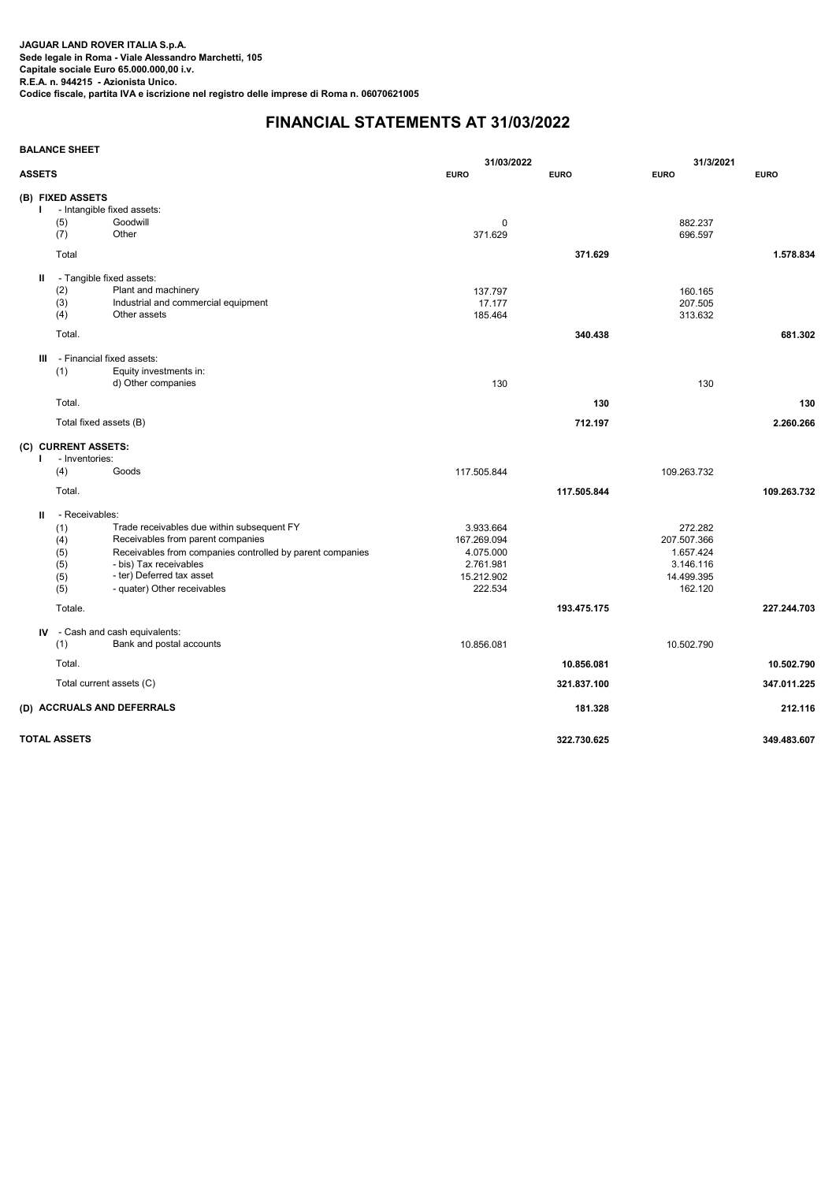**JAGUAR LAND ROVER ITALIA S.p.A.**
**Sede legale in Roma - Viale Alessandro Marchetti, 105**
**Capitale sociale Euro 65.000.000,00 i.v.**
**R.E.A. n. 944215 - Azionista Unico.**
**Codice fiscale, partita IVA e iscrizione nel registro delle imprese di Roma n. 06070621005**

# FINANCIAL STATEMENTS AT 31/03/2022

**BALANCE SHEET**

| ASSETS | | | 31/03/2022 | | 31/3/2021 | |
|---|---|---|---|---|---|---|
| | | | EURO | EURO | EURO | EURO |
| **(B) FIXED ASSETS** | | | | | | |
| I | - Intangible fixed assets: | | | | | |
| | (5) | Goodwill | 0 | | 882.237 | |
| | (7) | Other | 371.629 | | 696.597 | |
| | Total | | | **371.629** | | **1.578.834** |
| II | - Tangible fixed assets: | | | | | |
| | (2) | Plant and machinery | 137.797 | | 160.165 | |
| | (3) | Industrial and commercial equipment | 17.177 | | 207.505 | |
| | (4) | Other assets | 185.464 | | 313.632 | |
| | Total. | | | **340.438** | | **681.302** |
| III | - Financial fixed assets: | | | | | |
| | (1) | Equity investments in: | | | | |
| | | d) Other companies | 130 | | 130 | |
| | Total. | | | **130** | | **130** |
| | Total fixed assets (B) | | | **712.197** | | **2.260.266** |
| **(C) CURRENT ASSETS:** | | | | | | |
| I | - Inventories: | | | | | |
| | (4) | Goods | 117.505.844 | | 109.263.732 | |
| | Total. | | | **117.505.844** | | **109.263.732** |
| II | - Receivables: | | | | | |
| | (1) | Trade receivables due within subsequent FY | 3.933.664 | | 272.282 | |
| | (4) | Receivables from parent companies | 167.269.094 | | 207.507.366 | |
| | (5) | Receivables from companies controlled by parent companies | 4.075.000 | | 1.657.424 | |
| | (5) | - bis) Tax receivables | 2.761.981 | | 3.146.116 | |
| | (5) | - ter) Deferred tax asset | 15.212.902 | | 14.499.395 | |
| | (5) | - quater) Other receivables | 222.534 | | 162.120 | |
| | Totale. | | | **193.475.175** | | **227.244.703** |
| IV | - Cash and cash equivalents: | | | | | |
| | (1) | Bank and postal accounts | 10.856.081 | | 10.502.790 | |
| | Total. | | | **10.856.081** | | **10.502.790** |
| | Total current assets (C) | | | **321.837.100** | | **347.011.225** |
| **(D) ACCRUALS AND DEFERRALS** | | | | **181.328** | | **212.116** |
| **TOTAL ASSETS** | | | | **322.730.625** | | **349.483.607** |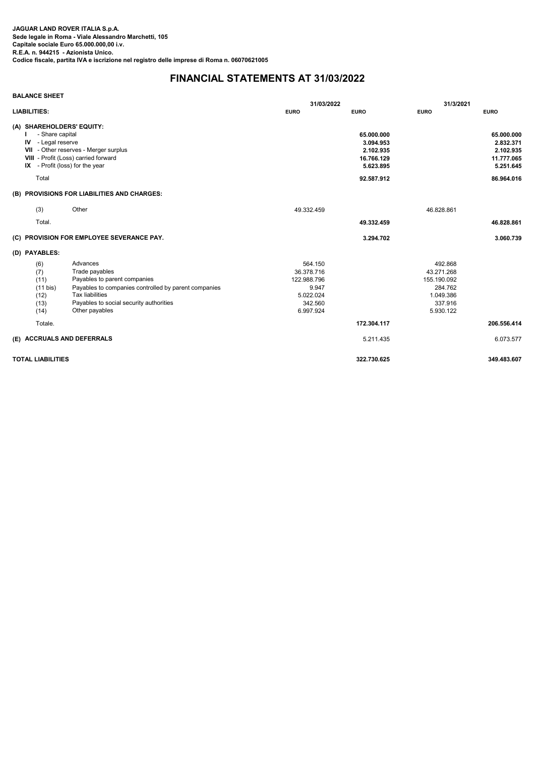**JAGUAR LAND ROVER ITALIA S.p.A.**
**Sede legale in Roma - Viale Alessandro Marchetti, 105**
**Capitale sociale Euro 65.000.000,00 i.v.**
**R.E.A. n. 944215 - Azionista Unico.**
**Codice fiscale, partita IVA e iscrizione nel registro delle imprese di Roma n. 06070621005**

# FINANCIAL STATEMENTS AT 31/03/2022

**BALANCE SHEET**

| | | 31/03/2022 | | 31/3/2021 | |
|---|---|---|---|---|---|
| **LIABILITIES:** | | **EURO** | **EURO** | **EURO** | **EURO** |
| **(A) SHAREHOLDERS' EQUITY:** | | | | | |
| **I** | - Share capital | | **65.000.000** | | **65.000.000** |
| **IV** | - Legal reserve | | **3.094.953** | | **2.832.371** |
| **VII** | - Other reserves - Merger surplus | | **2.102.935** | | **2.102.935** |
| **VIII** | - Profit (Loss) carried forward | | **16.766.129** | | **11.777.065** |
| **IX** | - Profit (loss) for the year | | **5.623.895** | | **5.251.645** |
| Total | | | **92.587.912** | | **86.964.016** |
| **(B) PROVISIONS FOR LIABILITIES AND CHARGES:** | | | | | |
| (3) | Other | 49.332.459 | | 46.828.861 | |
| Total. | | | **49.332.459** | | **46.828.861** |
| **(C) PROVISION FOR EMPLOYEE SEVERANCE PAY.** | | | **3.294.702** | | **3.060.739** |
| **(D) PAYABLES:** | | | | | |
| (6) | Advances | 564.150 | | 492.868 | |
| (7) | Trade payables | 36.378.716 | | 43.271.268 | |
| (11) | Payables to parent companies | 122.988.796 | | 155.190.092 | |
| (11 bis) | Payables to companies controlled by parent companies | 9.947 | | 284.762 | |
| (12) | Tax liabilities | 5.022.024 | | 1.049.386 | |
| (13) | Payables to social security authorities | 342.560 | | 337.916 | |
| (14) | Other payables | 6.997.924 | | 5.930.122 | |
| Totale. | | | **172.304.117** | | **206.556.414** |
| **(E) ACCRUALS AND DEFERRALS** | | | 5.211.435 | | 6.073.577 |
| **TOTAL LIABILITIES** | | | **322.730.625** | | **349.483.607** |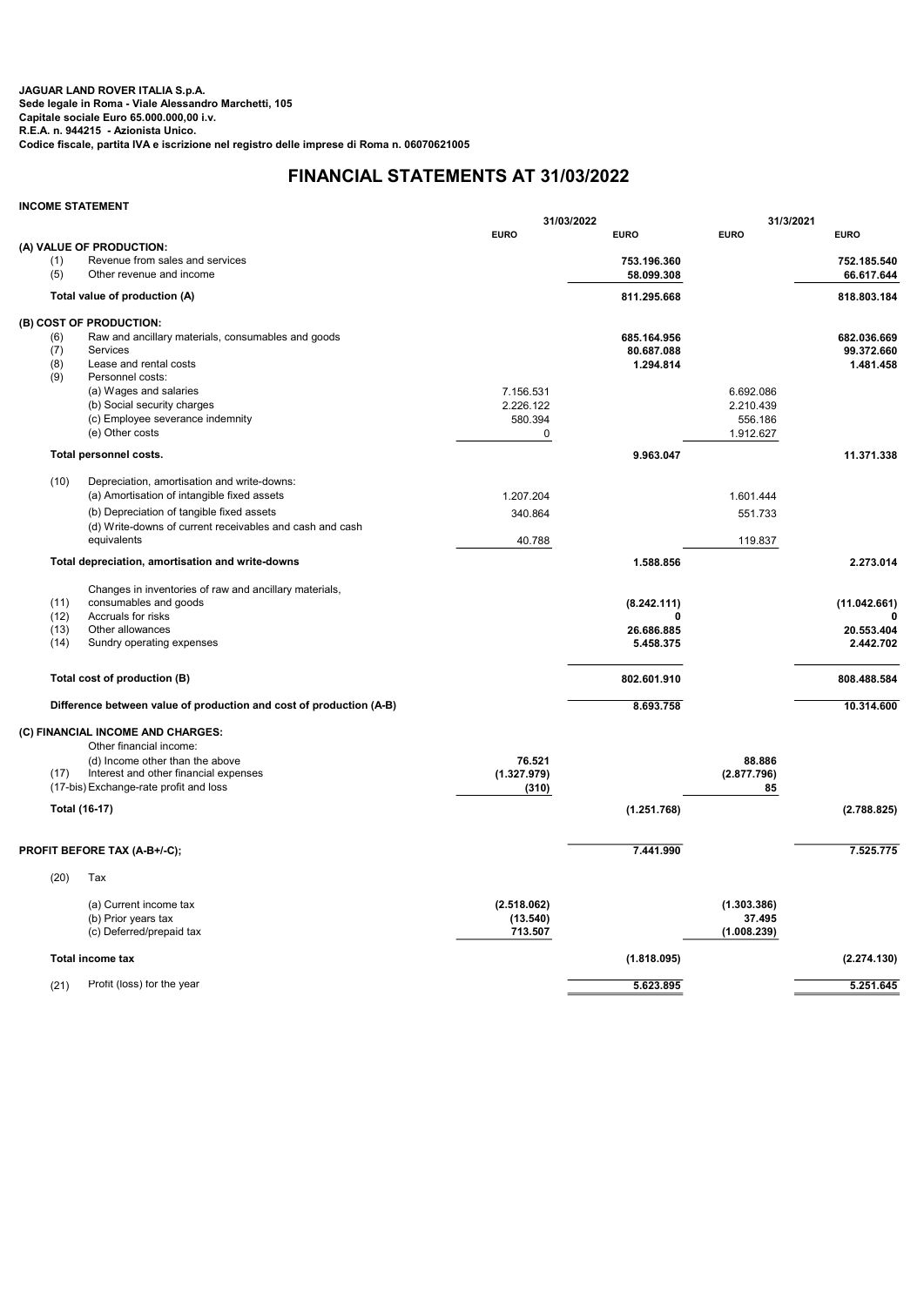**JAGUAR LAND ROVER ITALIA S.p.A.**
**Sede legale in Roma - Viale Alessandro Marchetti, 105**
**Capitale sociale Euro 65.000.000,00 i.v.**
**R.E.A. n. 944215 - Azionista Unico.**
**Codice fiscale, partita IVA e iscrizione nel registro delle imprese di Roma n. 06070621005**

# FINANCIAL STATEMENTS AT 31/03/2022

**INCOME STATEMENT**

| | | 31/03/2022 | | 31/3/2021 | |
|---|---|---|---|---|---|
| | | **EURO** | **EURO** | **EURO** | **EURO** |
| **(A) VALUE OF PRODUCTION:** | | | | | |
| (1) | Revenue from sales and services | | **753.196.360** | | **752.185.540** |
| (5) | Other revenue and income | | **58.099.308** | | **66.617.644** |
| **Total value of production (A)** | | | **811.295.668** | | **818.803.184** |
| **(B) COST OF PRODUCTION:** | | | | | |
| (6) | Raw and ancillary materials, consumables and goods | | **685.164.956** | | **682.036.669** |
| (7) | Services | | **80.687.088** | | **99.372.660** |
| (8) | Lease and rental costs | | **1.294.814** | | **1.481.458** |
| (9) | Personnel costs: | | | | |
| | (a) Wages and salaries | 7.156.531 | | 6.692.086 | |
| | (b) Social security charges | 2.226.122 | | 2.210.439 | |
| | (c) Employee severance indemnity | 580.394 | | 556.186 | |
| | (e) Other costs | 0 | | 1.912.627 | |
| **Total personnel costs.** | | | **9.963.047** | | **11.371.338** |
| (10) | Depreciation, amortisation and write-downs: | | | | |
| | (a) Amortisation of intangible fixed assets | 1.207.204 | | 1.601.444 | |
| | (b) Depreciation of tangible fixed assets | 340.864 | | 551.733 | |
| | (d) Write-downs of current receivables and cash and cash equivalents | 40.788 | | 119.837 | |
| **Total depreciation, amortisation and write-downs** | | | **1.588.856** | | **2.273.014** |
| (11) | Changes in inventories of raw and ancillary materials, consumables and goods | | **(8.242.111)** | | **(11.042.661)** |
| (12) | Accruals for risks | | **0** | | **0** |
| (13) | Other allowances | | **26.686.885** | | **20.553.404** |
| (14) | Sundry operating expenses | | **5.458.375** | | **2.442.702** |
| **Total cost of production (B)** | | | **802.601.910** | | **808.488.584** |
| **Difference between value of production and cost of production (A-B)** | | | **8.693.758** | | **10.314.600** |
| **(C) FINANCIAL INCOME AND CHARGES:** | | | | | |
| | Other financial income: | | | | |
| | (d) Income other than the above | **76.521** | | **88.886** | |
| (17) | Interest and other financial expenses | **(1.327.979)** | | **(2.877.796)** | |
| (17-bis) | Exchange-rate profit and loss | **(310)** | | **85** | |
| **Total (16-17)** | | | **(1.251.768)** | | **(2.788.825)** |
| **PROFIT BEFORE TAX (A-B+/-C);** | | | **7.441.990** | | **7.525.775** |
| (20) | Tax | | | | |
| | (a) Current income tax | **(2.518.062)** | | **(1.303.386)** | |
| | (b) Prior years tax | **(13.540)** | | **37.495** | |
| | (c) Deferred/prepaid tax | **713.507** | | **(1.008.239)** | |
| **Total income tax** | | | **(1.818.095)** | | **(2.274.130)** |
| (21) | Profit (loss) for the year | | **5.623.895** | | **5.251.645** |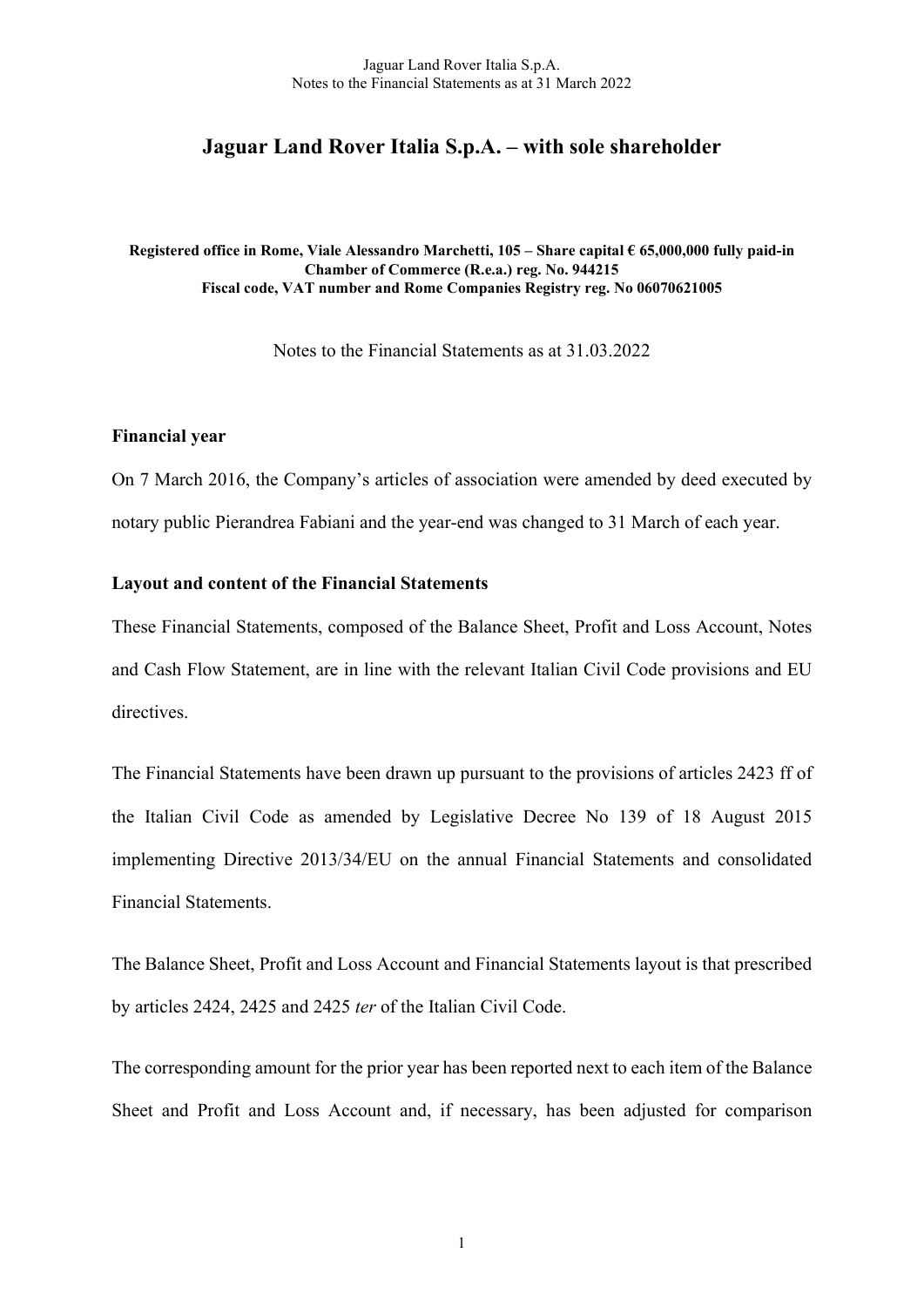# Jaguar Land Rover Italia S.p.A. – with sole shareholder

**Registered office in Rome, Viale Alessandro Marchetti, 105 – Share capital € 65,000,000 fully paid-in**
**Chamber of Commerce (R.e.a.) reg. No. 944215**
**Fiscal code, VAT number and Rome Companies Registry reg. No 06070621005**

Notes to the Financial Statements as at 31.03.2022

### Financial year

On 7 March 2016, the Company's articles of association were amended by deed executed by notary public Pierandrea Fabiani and the year-end was changed to 31 March of each year.

### Layout and content of the Financial Statements

These Financial Statements, composed of the Balance Sheet, Profit and Loss Account, Notes and Cash Flow Statement, are in line with the relevant Italian Civil Code provisions and EU directives.

The Financial Statements have been drawn up pursuant to the provisions of articles 2423 ff of the Italian Civil Code as amended by Legislative Decree No 139 of 18 August 2015 implementing Directive 2013/34/EU on the annual Financial Statements and consolidated Financial Statements.

The Balance Sheet, Profit and Loss Account and Financial Statements layout is that prescribed by articles 2424, 2425 and 2425 *ter* of the Italian Civil Code.

The corresponding amount for the prior year has been reported next to each item of the Balance Sheet and Profit and Loss Account and, if necessary, has been adjusted for comparison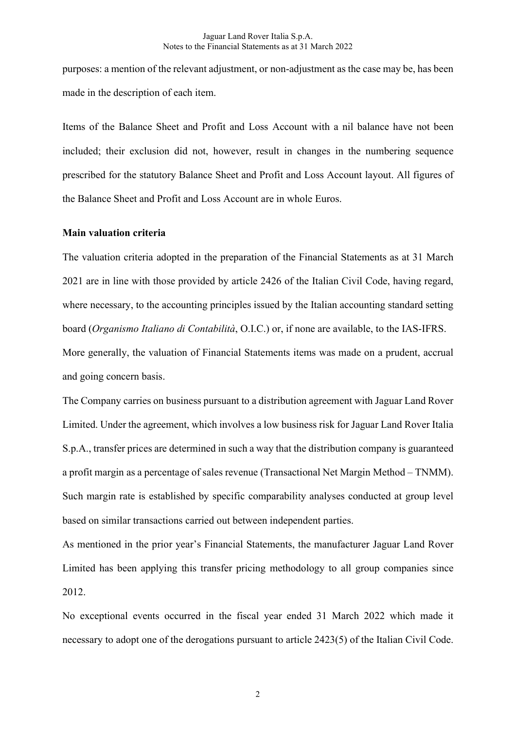purposes: a mention of the relevant adjustment, or non-adjustment as the case may be, has been made in the description of each item.

Items of the Balance Sheet and Profit and Loss Account with a nil balance have not been included; their exclusion did not, however, result in changes in the numbering sequence prescribed for the statutory Balance Sheet and Profit and Loss Account layout. All figures of the Balance Sheet and Profit and Loss Account are in whole Euros.

**Main valuation criteria**

The valuation criteria adopted in the preparation of the Financial Statements as at 31 March 2021 are in line with those provided by article 2426 of the Italian Civil Code, having regard, where necessary, to the accounting principles issued by the Italian accounting standard setting board (*Organismo Italiano di Contabilità*, O.I.C.) or, if none are available, to the IAS-IFRS.
More generally, the valuation of Financial Statements items was made on a prudent, accrual and going concern basis.
The Company carries on business pursuant to a distribution agreement with Jaguar Land Rover Limited. Under the agreement, which involves a low business risk for Jaguar Land Rover Italia S.p.A., transfer prices are determined in such a way that the distribution company is guaranteed a profit margin as a percentage of sales revenue (Transactional Net Margin Method – TNMM). Such margin rate is established by specific comparability analyses conducted at group level based on similar transactions carried out between independent parties.
As mentioned in the prior year's Financial Statements, the manufacturer Jaguar Land Rover Limited has been applying this transfer pricing methodology to all group companies since 2012.
No exceptional events occurred in the fiscal year ended 31 March 2022 which made it necessary to adopt one of the derogations pursuant to article 2423(5) of the Italian Civil Code.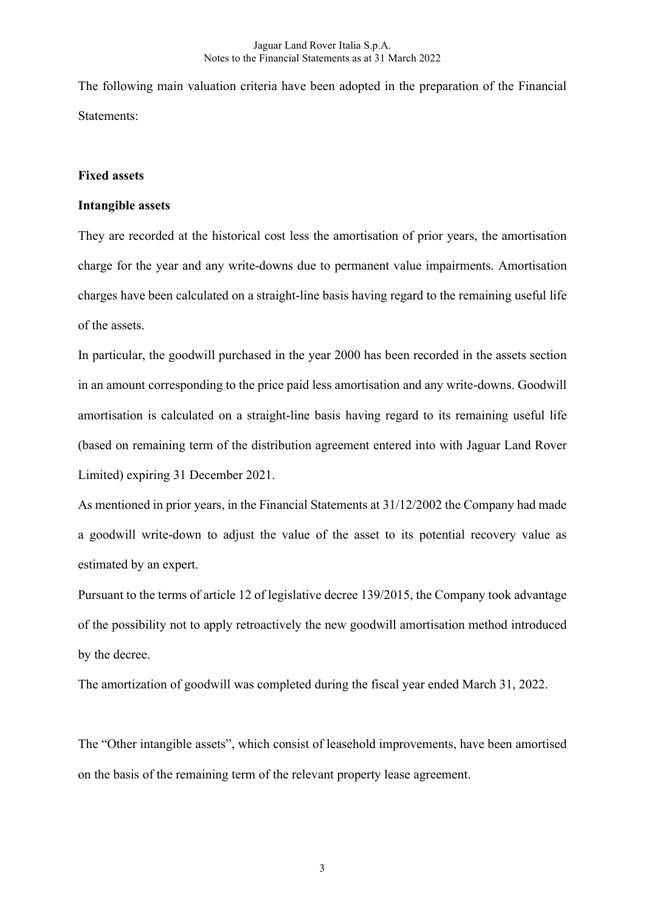The following main valuation criteria have been adopted in the preparation of the Financial Statements:

**Fixed assets**

**Intangible assets**

They are recorded at the historical cost less the amortisation of prior years, the amortisation charge for the year and any write-downs due to permanent value impairments. Amortisation charges have been calculated on a straight-line basis having regard to the remaining useful life of the assets.

In particular, the goodwill purchased in the year 2000 has been recorded in the assets section in an amount corresponding to the price paid less amortisation and any write-downs. Goodwill amortisation is calculated on a straight-line basis having regard to its remaining useful life (based on remaining term of the distribution agreement entered into with Jaguar Land Rover Limited) expiring 31 December 2021.

As mentioned in prior years, in the Financial Statements at 31/12/2002 the Company had made a goodwill write-down to adjust the value of the asset to its potential recovery value as estimated by an expert.

Pursuant to the terms of article 12 of legislative decree 139/2015, the Company took advantage of the possibility not to apply retroactively the new goodwill amortisation method introduced by the decree.

The amortization of goodwill was completed during the fiscal year ended March 31, 2022.

The "Other intangible assets", which consist of leasehold improvements, have been amortised on the basis of the remaining term of the relevant property lease agreement.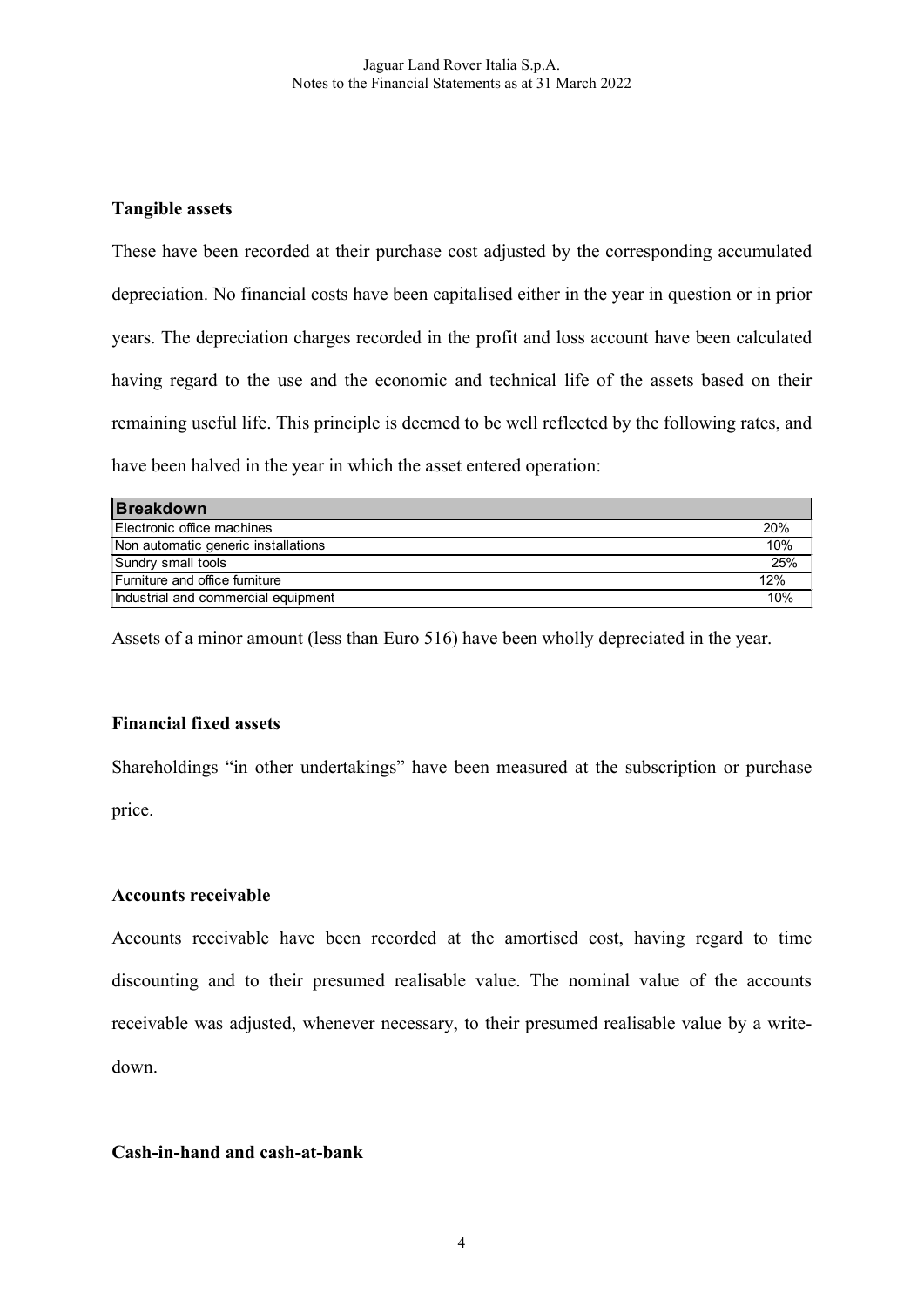**Tangible assets**

These have been recorded at their purchase cost adjusted by the corresponding accumulated depreciation. No financial costs have been capitalised either in the year in question or in prior years. The depreciation charges recorded in the profit and loss account have been calculated having regard to the use and the economic and technical life of the assets based on their remaining useful life. This principle is deemed to be well reflected by the following rates, and have been halved in the year in which the asset entered operation:

| Breakdown | |
|---|---|
| Electronic office machines | 20% |
| Non automatic generic installations | 10% |
| Sundry small tools | 25% |
| Furniture and office furniture | 12% |
| Industrial and commercial equipment | 10% |

Assets of a minor amount (less than Euro 516) have been wholly depreciated in the year.

**Financial fixed assets**

Shareholdings "in other undertakings" have been measured at the subscription or purchase price.

**Accounts receivable**

Accounts receivable have been recorded at the amortised cost, having regard to time discounting and to their presumed realisable value. The nominal value of the accounts receivable was adjusted, whenever necessary, to their presumed realisable value by a write-down.

**Cash-in-hand and cash-at-bank**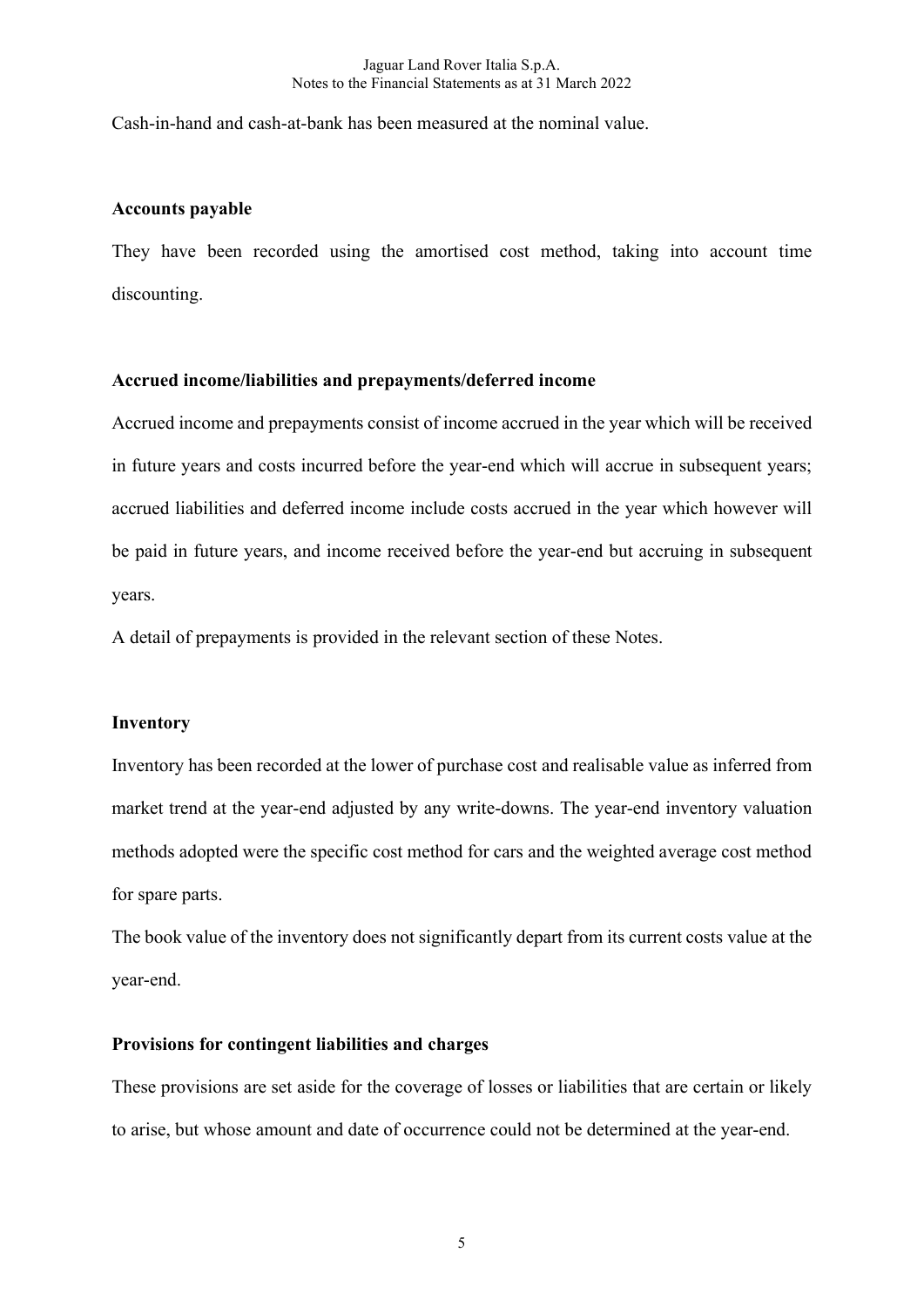Cash-in-hand and cash-at-bank has been measured at the nominal value.

**Accounts payable**

They have been recorded using the amortised cost method, taking into account time discounting.

**Accrued income/liabilities and prepayments/deferred income**

Accrued income and prepayments consist of income accrued in the year which will be received in future years and costs incurred before the year-end which will accrue in subsequent years; accrued liabilities and deferred income include costs accrued in the year which however will be paid in future years, and income received before the year-end but accruing in subsequent years.

A detail of prepayments is provided in the relevant section of these Notes.

**Inventory**

Inventory has been recorded at the lower of purchase cost and realisable value as inferred from market trend at the year-end adjusted by any write-downs. The year-end inventory valuation methods adopted were the specific cost method for cars and the weighted average cost method for spare parts.

The book value of the inventory does not significantly depart from its current costs value at the year-end.

**Provisions for contingent liabilities and charges**

These provisions are set aside for the coverage of losses or liabilities that are certain or likely to arise, but whose amount and date of occurrence could not be determined at the year-end.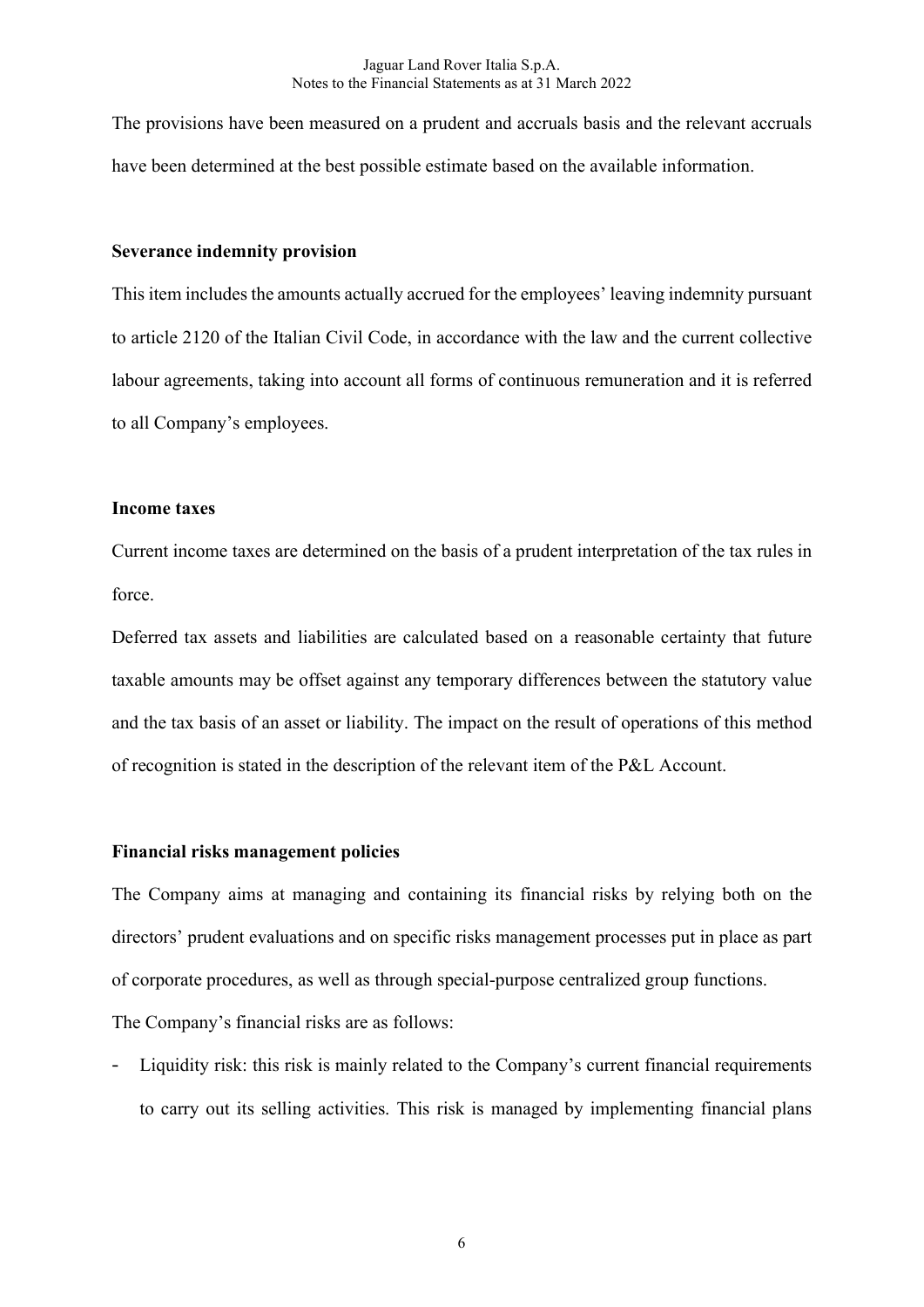The provisions have been measured on a prudent and accruals basis and the relevant accruals have been determined at the best possible estimate based on the available information.

**Severance indemnity provision**

This item includes the amounts actually accrued for the employees' leaving indemnity pursuant to article 2120 of the Italian Civil Code, in accordance with the law and the current collective labour agreements, taking into account all forms of continuous remuneration and it is referred to all Company's employees.

**Income taxes**

Current income taxes are determined on the basis of a prudent interpretation of the tax rules in force.

Deferred tax assets and liabilities are calculated based on a reasonable certainty that future taxable amounts may be offset against any temporary differences between the statutory value and the tax basis of an asset or liability. The impact on the result of operations of this method of recognition is stated in the description of the relevant item of the P&L Account.

**Financial risks management policies**

The Company aims at managing and containing its financial risks by relying both on the directors' prudent evaluations and on specific risks management processes put in place as part of corporate procedures, as well as through special-purpose centralized group functions.

The Company's financial risks are as follows:

- Liquidity risk: this risk is mainly related to the Company's current financial requirements to carry out its selling activities. This risk is managed by implementing financial plans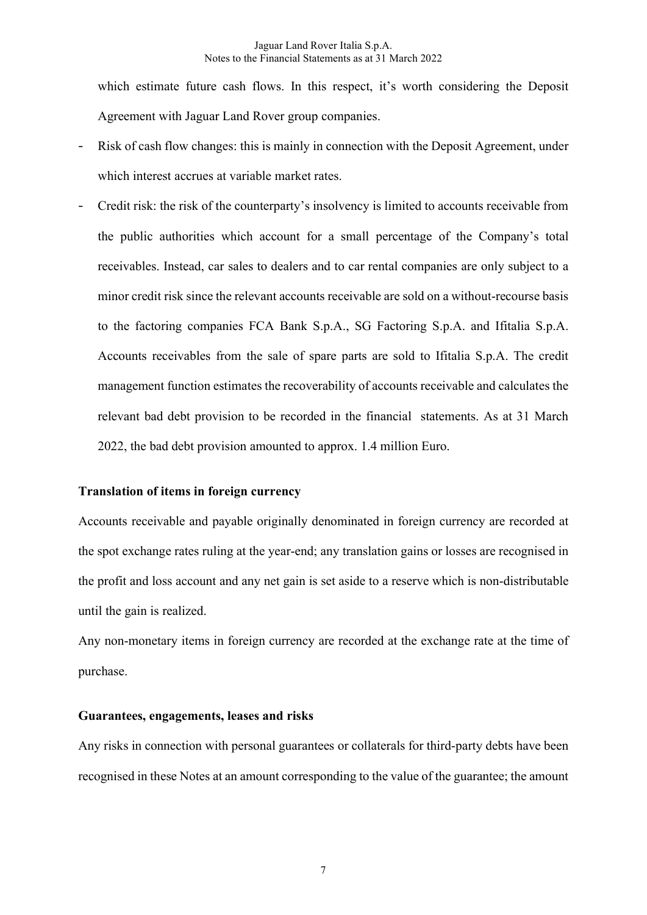which estimate future cash flows. In this respect, it's worth considering the Deposit Agreement with Jaguar Land Rover group companies.

- Risk of cash flow changes: this is mainly in connection with the Deposit Agreement, under which interest accrues at variable market rates.
- Credit risk: the risk of the counterparty's insolvency is limited to accounts receivable from the public authorities which account for a small percentage of the Company's total receivables. Instead, car sales to dealers and to car rental companies are only subject to a minor credit risk since the relevant accounts receivable are sold on a without-recourse basis to the factoring companies FCA Bank S.p.A., SG Factoring S.p.A. and Ifitalia S.p.A. Accounts receivables from the sale of spare parts are sold to Ifitalia S.p.A. The credit management function estimates the recoverability of accounts receivable and calculates the relevant bad debt provision to be recorded in the financial statements. As at 31 March 2022, the bad debt provision amounted to approx. 1.4 million Euro.

**Translation of items in foreign currency**

Accounts receivable and payable originally denominated in foreign currency are recorded at the spot exchange rates ruling at the year-end; any translation gains or losses are recognised in the profit and loss account and any net gain is set aside to a reserve which is non-distributable until the gain is realized.

Any non-monetary items in foreign currency are recorded at the exchange rate at the time of purchase.

**Guarantees, engagements, leases and risks**

Any risks in connection with personal guarantees or collaterals for third-party debts have been recognised in these Notes at an amount corresponding to the value of the guarantee; the amount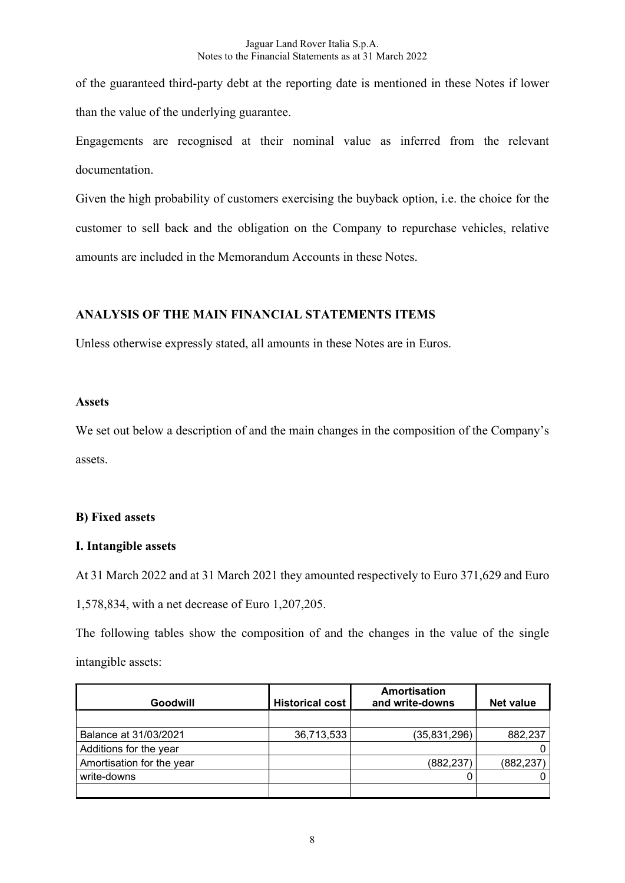of the guaranteed third-party debt at the reporting date is mentioned in these Notes if lower than the value of the underlying guarantee.

Engagements are recognised at their nominal value as inferred from the relevant documentation.

Given the high probability of customers exercising the buyback option, i.e. the choice for the customer to sell back and the obligation on the Company to repurchase vehicles, relative amounts are included in the Memorandum Accounts in these Notes.

## ANALYSIS OF THE MAIN FINANCIAL STATEMENTS ITEMS

Unless otherwise expressly stated, all amounts in these Notes are in Euros.

### Assets

We set out below a description of and the main changes in the composition of the Company's assets.

### B) Fixed assets

### I. Intangible assets

At 31 March 2022 and at 31 March 2021 they amounted respectively to Euro 371,629 and Euro 1,578,834, with a net decrease of Euro 1,207,205.

The following tables show the composition of and the changes in the value of the single intangible assets:

| Goodwill | Historical cost | Amortisation and write-downs | Net value |
|---|---|---|---|
| | | | |
| Balance at 31/03/2021 | 36,713,533 | (35,831,296) | 882,237 |
| Additions for the year | | | 0 |
| Amortisation for the year | | (882,237) | (882,237) |
| write-downs | | 0 | 0 |
| | | | |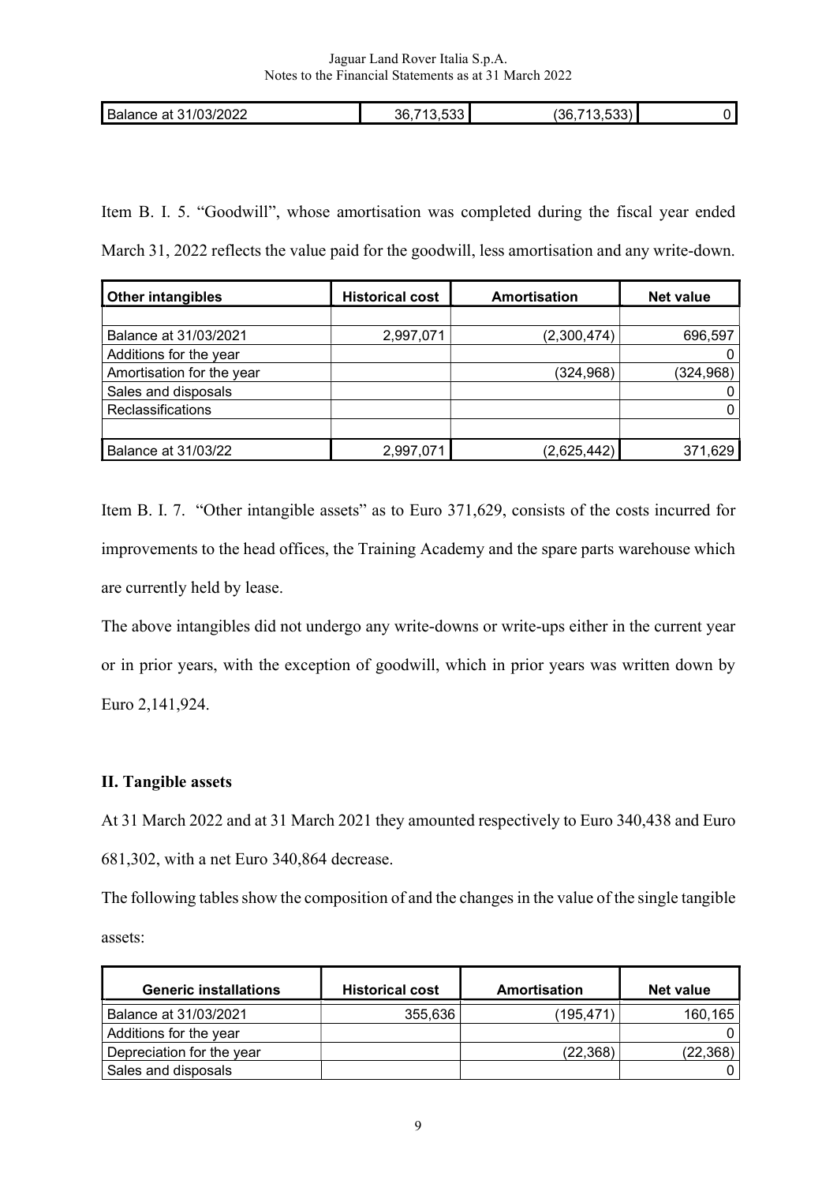| Balance at 31/03/2022 | 36,713,533 | (36,713,533) | 0 |
|---|---|---|---|

Item B. I. 5. "Goodwill", whose amortisation was completed during the fiscal year ended March 31, 2022 reflects the value paid for the goodwill, less amortisation and any write-down.

| Other intangibles | Historical cost | Amortisation | Net value |
|---|---|---|---|
| | | | |
| Balance at 31/03/2021 | 2,997,071 | (2,300,474) | 696,597 |
| Additions for the year | | | 0 |
| Amortisation for the year | | (324,968) | (324,968) |
| Sales and disposals | | | 0 |
| Reclassifications | | | 0 |
| | | | |
| Balance at 31/03/22 | 2,997,071 | (2,625,442) | 371,629 |

Item B. I. 7. "Other intangible assets" as to Euro 371,629, consists of the costs incurred for improvements to the head offices, the Training Academy and the spare parts warehouse which are currently held by lease.

The above intangibles did not undergo any write-downs or write-ups either in the current year or in prior years, with the exception of goodwill, which in prior years was written down by Euro 2,141,924.

**II. Tangible assets**

At 31 March 2022 and at 31 March 2021 they amounted respectively to Euro 340,438 and Euro 681,302, with a net Euro 340,864 decrease.

The following tables show the composition of and the changes in the value of the single tangible assets:

| Generic installations | Historical cost | Amortisation | Net value |
|---|---|---|---|
| Balance at 31/03/2021 | 355,636 | (195,471) | 160,165 |
| Additions for the year | | | 0 |
| Depreciation for the year | | (22,368) | (22,368) |
| Sales and disposals | | | 0 |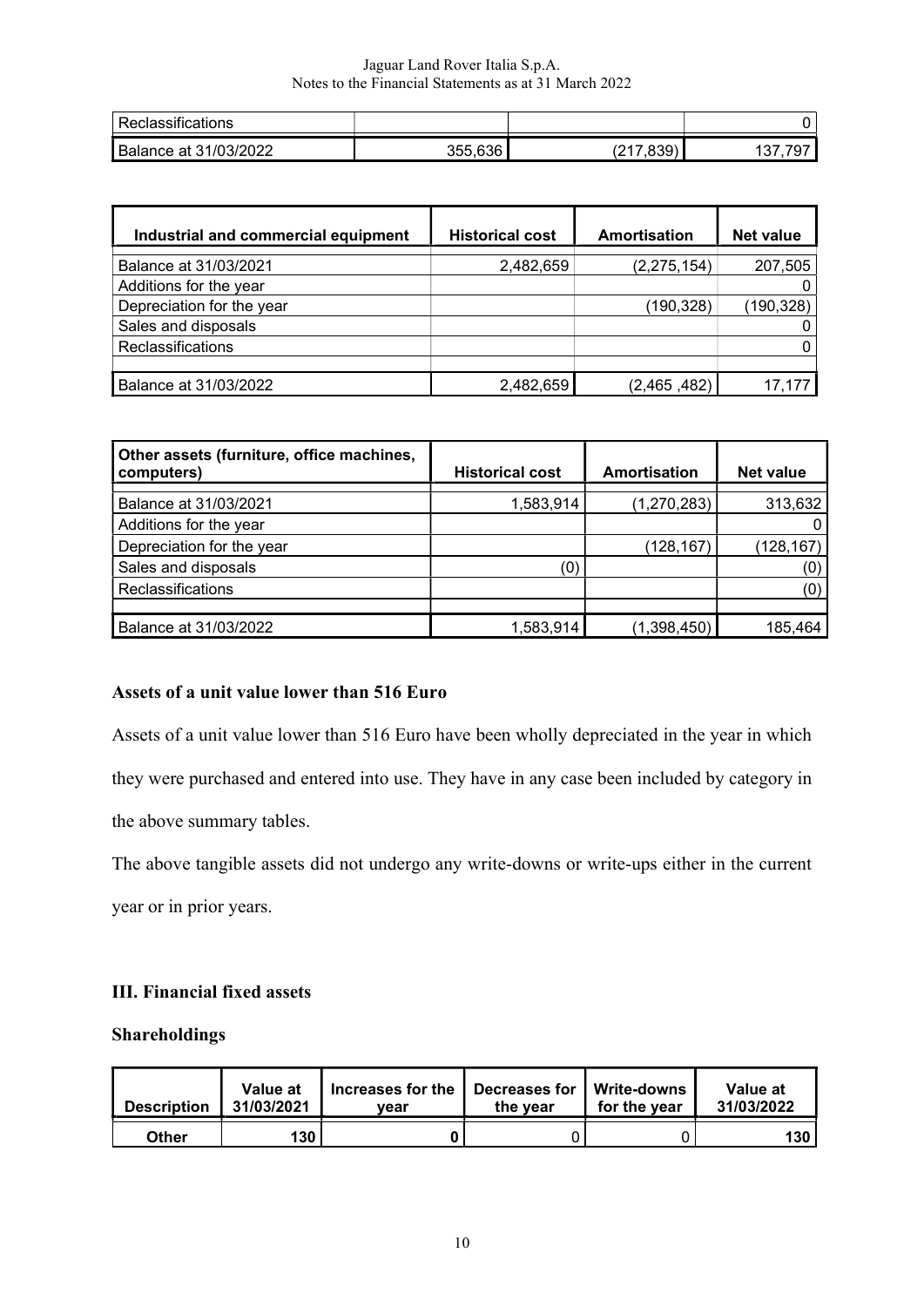| | | | |
|---|---|---|---|
| Reclassifications | | | 0 |
| Balance at 31/03/2022 | 355,636 | (217,839) | 137,797 |

| Industrial and commercial equipment | Historical cost | Amortisation | Net value |
|---|---|---|---|
| Balance at 31/03/2021 | 2,482,659 | (2,275,154) | 207,505 |
| Additions for the year | | | 0 |
| Depreciation for the year | | (190,328) | (190,328) |
| Sales and disposals | | | 0 |
| Reclassifications | | | 0 |
| | | | |
| Balance at 31/03/2022 | 2,482,659 | (2,465 ,482) | 17,177 |

| Other assets (furniture, office machines, computers) | Historical cost | Amortisation | Net value |
|---|---|---|---|
| Balance at 31/03/2021 | 1,583,914 | (1,270,283) | 313,632 |
| Additions for the year | | | 0 |
| Depreciation for the year | | (128,167) | (128,167) |
| Sales and disposals | (0) | | (0) |
| Reclassifications | | | (0) |
| | | | |
| Balance at 31/03/2022 | 1,583,914 | (1,398,450) | 185,464 |

**Assets of a unit value lower than 516 Euro**

Assets of a unit value lower than 516 Euro have been wholly depreciated in the year in which they were purchased and entered into use. They have in any case been included by category in the above summary tables.

The above tangible assets did not undergo any write-downs or write-ups either in the current year or in prior years.

**III. Financial fixed assets**

**Shareholdings**

| Description | Value at 31/03/2021 | Increases for the year | Decreases for the year | Write-downs for the year | Value at 31/03/2022 |
|---|---|---|---|---|---|
| **Other** | **130** | **0** | 0 | 0 | **130** |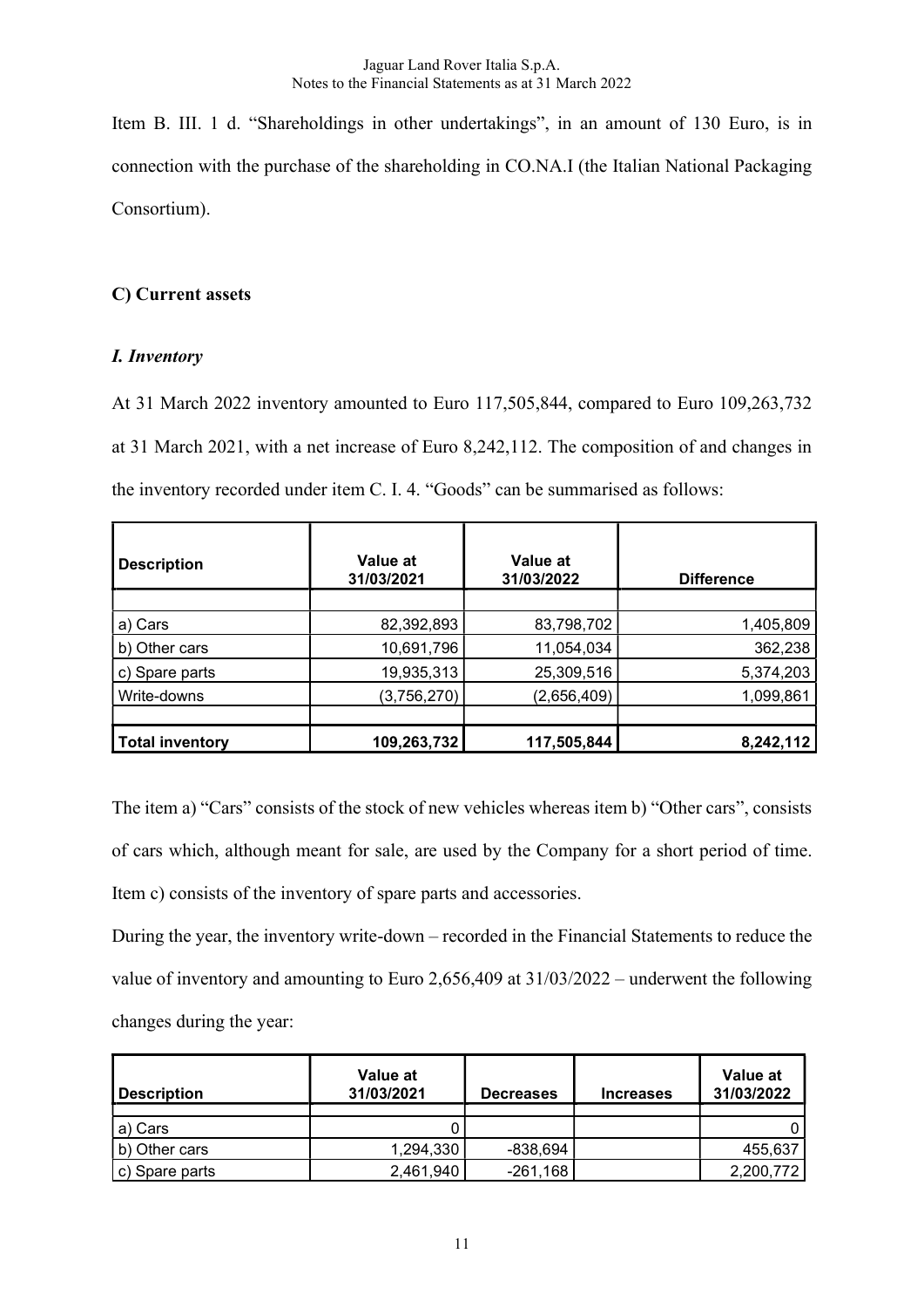Item B. III. 1 d. "Shareholdings in other undertakings", in an amount of 130 Euro, is in connection with the purchase of the shareholding in CO.NA.I (the Italian National Packaging Consortium).

## C) Current assets

### *I. Inventory*

At 31 March 2022 inventory amounted to Euro 117,505,844, compared to Euro 109,263,732 at 31 March 2021, with a net increase of Euro 8,242,112. The composition of and changes in the inventory recorded under item C. I. 4. "Goods" can be summarised as follows:

| Description | Value at 31/03/2021 | Value at 31/03/2022 | Difference |
|---|---|---|---|
| a) Cars | 82,392,893 | 83,798,702 | 1,405,809 |
| b) Other cars | 10,691,796 | 11,054,034 | 362,238 |
| c) Spare parts | 19,935,313 | 25,309,516 | 5,374,203 |
| Write-downs | (3,756,270) | (2,656,409) | 1,099,861 |
| **Total inventory** | **109,263,732** | **117,505,844** | **8,242,112** |

The item a) "Cars" consists of the stock of new vehicles whereas item b) "Other cars", consists of cars which, although meant for sale, are used by the Company for a short period of time. Item c) consists of the inventory of spare parts and accessories.

During the year, the inventory write-down – recorded in the Financial Statements to reduce the value of inventory and amounting to Euro 2,656,409 at 31/03/2022 – underwent the following changes during the year:

| Description | Value at 31/03/2021 | Decreases | Increases | Value at 31/03/2022 |
|---|---|---|---|---|
| a) Cars | 0 | | | 0 |
| b) Other cars | 1,294,330 | -838,694 | | 455,637 |
| c) Spare parts | 2,461,940 | -261,168 | | 2,200,772 |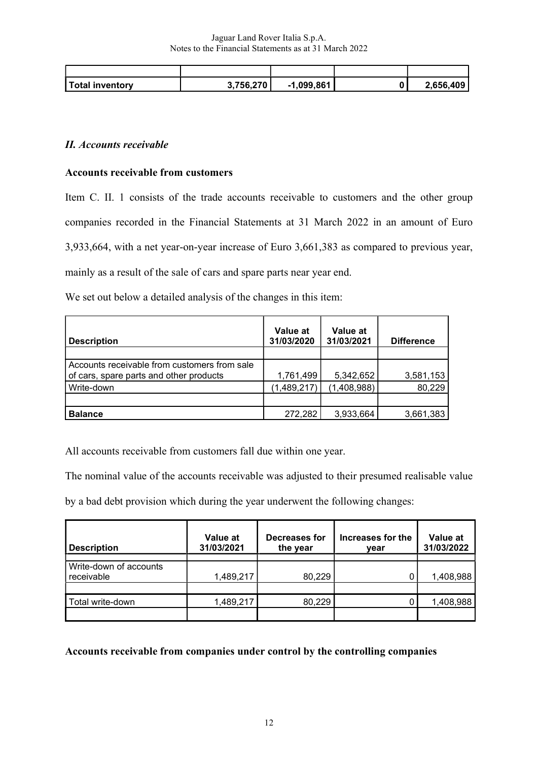| | | | | |
|---|---|---|---|---|
| **Total inventory** | **3,756,270** | **-1,099,861** | **0** | **2,656,409** |

## *II. Accounts receivable*

### Accounts receivable from customers

Item C. II. 1 consists of the trade accounts receivable to customers and the other group companies recorded in the Financial Statements at 31 March 2022 in an amount of Euro 3,933,664, with a net year-on-year increase of Euro 3,661,383 as compared to previous year, mainly as a result of the sale of cars and spare parts near year end.

We set out below a detailed analysis of the changes in this item:

| Description | Value at 31/03/2020 | Value at 31/03/2021 | Difference |
|---|---|---|---|
| | | | |
| Accounts receivable from customers from sale of cars, spare parts and other products | 1,761,499 | 5,342,652 | 3,581,153 |
| Write-down | (1,489,217) | (1,408,988) | 80,229 |
| | | | |
| **Balance** | 272,282 | 3,933,664 | 3,661,383 |

All accounts receivable from customers fall due within one year.

The nominal value of the accounts receivable was adjusted to their presumed realisable value by a bad debt provision which during the year underwent the following changes:

| Description | Value at 31/03/2021 | Decreases for the year | Increases for the year | Value at 31/03/2022 |
|---|---|---|---|---|
| | | | | |
| Write-down of accounts receivable | 1,489,217 | 80,229 | 0 | 1,408,988 |
| | | | | |
| Total write-down | 1,489,217 | 80,229 | 0 | 1,408,988 |
| | | | | |

### Accounts receivable from companies under control by the controlling companies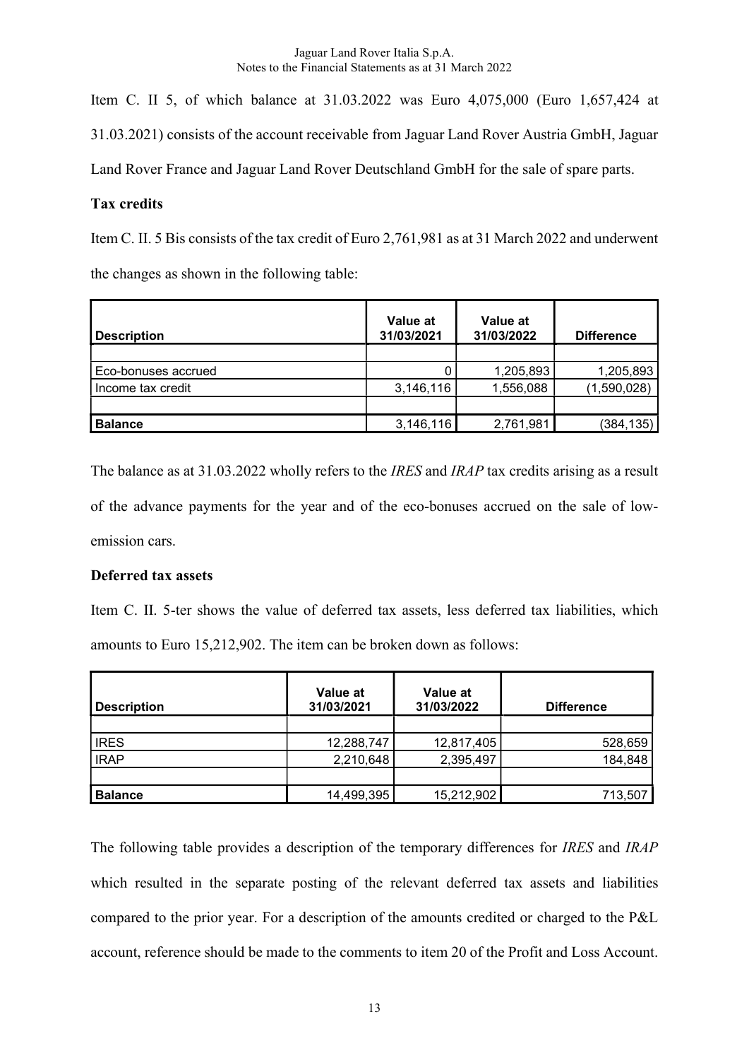Item C. II 5, of which balance at 31.03.2022 was Euro 4,075,000 (Euro 1,657,424 at 31.03.2021) consists of the account receivable from Jaguar Land Rover Austria GmbH, Jaguar Land Rover France and Jaguar Land Rover Deutschland GmbH for the sale of spare parts.

**Tax credits**

Item C. II. 5 Bis consists of the tax credit of Euro 2,761,981 as at 31 March 2022 and underwent the changes as shown in the following table:

| Description | Value at 31/03/2021 | Value at 31/03/2022 | Difference |
|---|---|---|---|
| Eco-bonuses accrued | 0 | 1,205,893 | 1,205,893 |
| Income tax credit | 3,146,116 | 1,556,088 | (1,590,028) |
| **Balance** | 3,146,116 | 2,761,981 | (384,135) |

The balance as at 31.03.2022 wholly refers to the *IRES* and *IRAP* tax credits arising as a result of the advance payments for the year and of the eco-bonuses accrued on the sale of low-emission cars.

**Deferred tax assets**

Item C. II. 5-ter shows the value of deferred tax assets, less deferred tax liabilities, which amounts to Euro 15,212,902. The item can be broken down as follows:

| Description | Value at 31/03/2021 | Value at 31/03/2022 | Difference |
|---|---|---|---|
| IRES | 12,288,747 | 12,817,405 | 528,659 |
| IRAP | 2,210,648 | 2,395,497 | 184,848 |
| **Balance** | 14,499,395 | 15,212,902 | 713,507 |

The following table provides a description of the temporary differences for *IRES* and *IRAP* which resulted in the separate posting of the relevant deferred tax assets and liabilities compared to the prior year. For a description of the amounts credited or charged to the P&L account, reference should be made to the comments to item 20 of the Profit and Loss Account.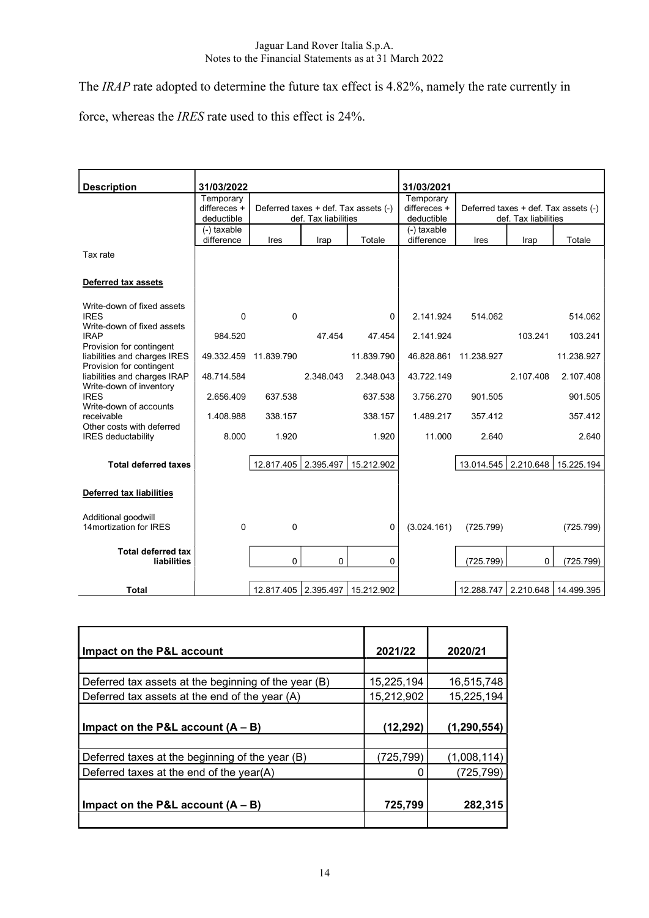The *IRAP* rate adopted to determine the future tax effect is 4.82%, namely the rate currently in force, whereas the *IRES* rate used to this effect is 24%.

| Description | 31/03/2022 | | | | 31/03/2021 | | | |
|---|---|---|---|---|---|---|---|---|
| | Temporary differeces + deductible | Deferred taxes + def. Tax assets (-) def. Tax liabilities | | | Temporary differeces + deductible | Deferred taxes + def. Tax assets (-) def. Tax liabilities | | |
| | (-) taxable difference | Ires | Irap | Totale | (-) taxable difference | Ires | Irap | Totale |
| Tax rate | | | | | | | | |
| **Deferred tax assets** | | | | | | | | |
| Write-down of fixed assets IRES | 0 | 0 | | 0 | 2.141.924 | 514.062 | | 514.062 |
| Write-down of fixed assets IRAP | 984.520 | | 47.454 | 47.454 | 2.141.924 | | 103.241 | 103.241 |
| Provision for contingent liabilities and charges IRES | 49.332.459 | 11.839.790 | | 11.839.790 | 46.828.861 | 11.238.927 | | 11.238.927 |
| Provision for contingent liabilities and charges IRAP | 48.714.584 | | 2.348.043 | 2.348.043 | 43.722.149 | | 2.107.408 | 2.107.408 |
| Write-down of inventory IRES | 2.656.409 | 637.538 | | 637.538 | 3.756.270 | 901.505 | | 901.505 |
| Write-down of accounts receivable | 1.408.988 | 338.157 | | 338.157 | 1.489.217 | 357.412 | | 357.412 |
| Other costs with deferred IRES deductability | 8.000 | 1.920 | | 1.920 | 11.000 | 2.640 | | 2.640 |
| **Total deferred taxes** | | 12.817.405 | 2.395.497 | 15.212.902 | | 13.014.545 | 2.210.648 | 15.225.194 |
| **Deferred tax liabilities** | | | | | | | | |
| Additional goodwill 14mortization for IRES | 0 | 0 | | 0 | (3.024.161) | (725.799) | | (725.799) |
| **Total deferred tax liabilities** | | 0 | 0 | 0 | | (725.799) | 0 | (725.799) |
| **Total** | | 12.817.405 | 2.395.497 | 15.212.902 | | 12.288.747 | 2.210.648 | 14.499.395 |

| Impact on the P&L account | 2021/22 | 2020/21 |
|---|---|---|
| Deferred tax assets at the beginning of the year (B) | 15,225,194 | 16,515,748 |
| Deferred tax assets at the end of the year (A) | 15,212,902 | 15,225,194 |
| **Impact on the P&L account (A – B)** | **(12,292)** | **(1,290,554)** |
| Deferred taxes at the beginning of the year (B) | (725,799) | (1,008,114) |
| Deferred taxes at the end of the year(A) | 0 | (725,799) |
| **Impact on the P&L account (A – B)** | **725,799** | **282,315** |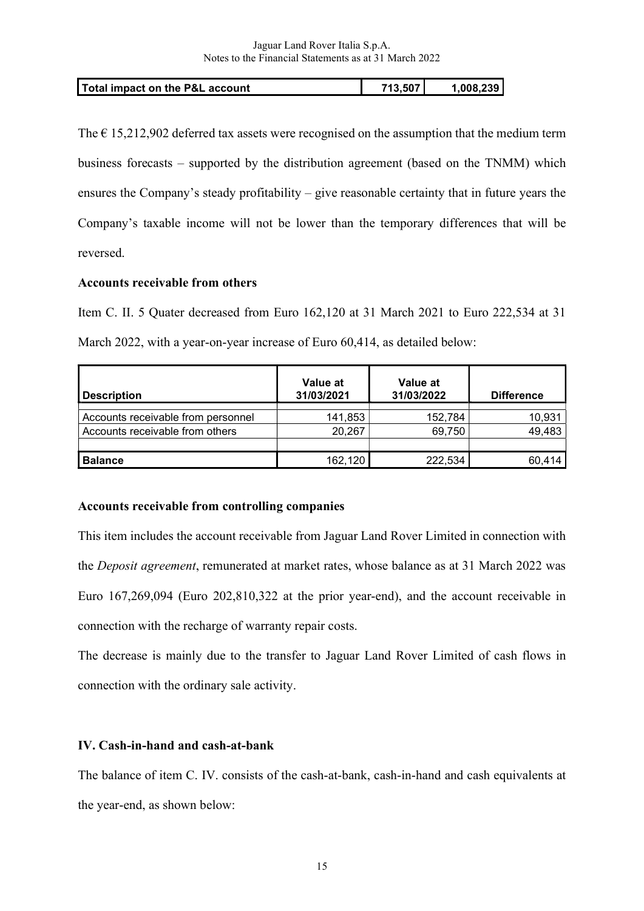| Total impact on the P&L account | 713,507 | 1,008,239 |
|---|---|---|

The € 15,212,902 deferred tax assets were recognised on the assumption that the medium term business forecasts – supported by the distribution agreement (based on the TNMM) which ensures the Company's steady profitability – give reasonable certainty that in future years the Company's taxable income will not be lower than the temporary differences that will be reversed.

**Accounts receivable from others**

Item C. II. 5 Quater decreased from Euro 162,120 at 31 March 2021 to Euro 222,534 at 31 March 2022, with a year-on-year increase of Euro 60,414, as detailed below:

| Description | Value at 31/03/2021 | Value at 31/03/2022 | Difference |
|---|---|---|---|
| Accounts receivable from personnel | 141,853 | 152,784 | 10,931 |
| Accounts receivable from others | 20,267 | 69,750 | 49,483 |
| | | | |
| **Balance** | 162,120 | 222,534 | 60,414 |

**Accounts receivable from controlling companies**

This item includes the account receivable from Jaguar Land Rover Limited in connection with the *Deposit agreement*, remunerated at market rates, whose balance as at 31 March 2022 was Euro 167,269,094 (Euro 202,810,322 at the prior year-end), and the account receivable in connection with the recharge of warranty repair costs.

The decrease is mainly due to the transfer to Jaguar Land Rover Limited of cash flows in connection with the ordinary sale activity.

**IV. Cash-in-hand and cash-at-bank**

The balance of item C. IV. consists of the cash-at-bank, cash-in-hand and cash equivalents at the year-end, as shown below: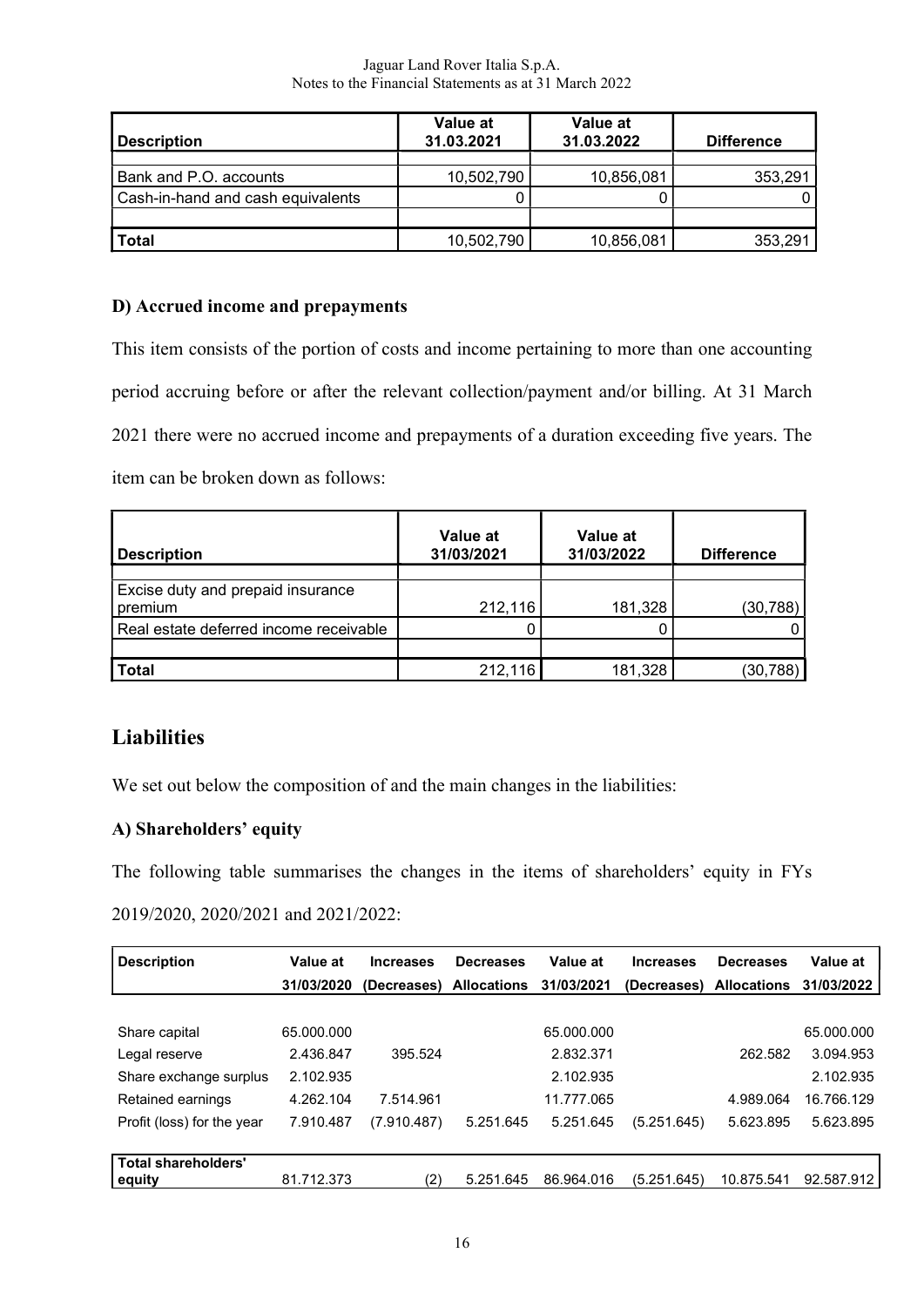| Description | Value at 31.03.2021 | Value at 31.03.2022 | Difference |
|---|---|---|---|
| Bank and P.O. accounts | 10,502,790 | 10,856,081 | 353,291 |
| Cash-in-hand and cash equivalents | 0 | 0 | 0 |
| | | | |
| **Total** | 10,502,790 | 10,856,081 | 353,291 |

### D) Accrued income and prepayments

This item consists of the portion of costs and income pertaining to more than one accounting period accruing before or after the relevant collection/payment and/or billing. At 31 March 2021 there were no accrued income and prepayments of a duration exceeding five years. The item can be broken down as follows:

| Description | Value at 31/03/2021 | Value at 31/03/2022 | Difference |
|---|---|---|---|
| Excise duty and prepaid insurance premium | 212,116 | 181,328 | (30,788) |
| Real estate deferred income receivable | 0 | 0 | 0 |
| | | | |
| **Total** | 212,116 | 181,328 | (30,788) |

## Liabilities

We set out below the composition of and the main changes in the liabilities:

### A) Shareholders' equity

The following table summarises the changes in the items of shareholders' equity in FYs 2019/2020, 2020/2021 and 2021/2022:

| Description | Value at 31/03/2020 | Increases (Decreases) | Decreases Allocations | Value at 31/03/2021 | Increases (Decreases) | Decreases Allocations | Value at 31/03/2022 |
|---|---|---|---|---|---|---|---|
| Share capital | 65.000.000 | | | 65.000.000 | | | 65.000.000 |
| Legal reserve | 2.436.847 | 395.524 | | 2.832.371 | | 262.582 | 3.094.953 |
| Share exchange surplus | 2.102.935 | | | 2.102.935 | | | 2.102.935 |
| Retained earnings | 4.262.104 | 7.514.961 | | 11.777.065 | | 4.989.064 | 16.766.129 |
| Profit (loss) for the year | 7.910.487 | (7.910.487) | 5.251.645 | 5.251.645 | (5.251.645) | 5.623.895 | 5.623.895 |
| | | | | | | | |
| **Total shareholders' equity** | 81.712.373 | (2) | 5.251.645 | 86.964.016 | (5.251.645) | 10.875.541 | 92.587.912 |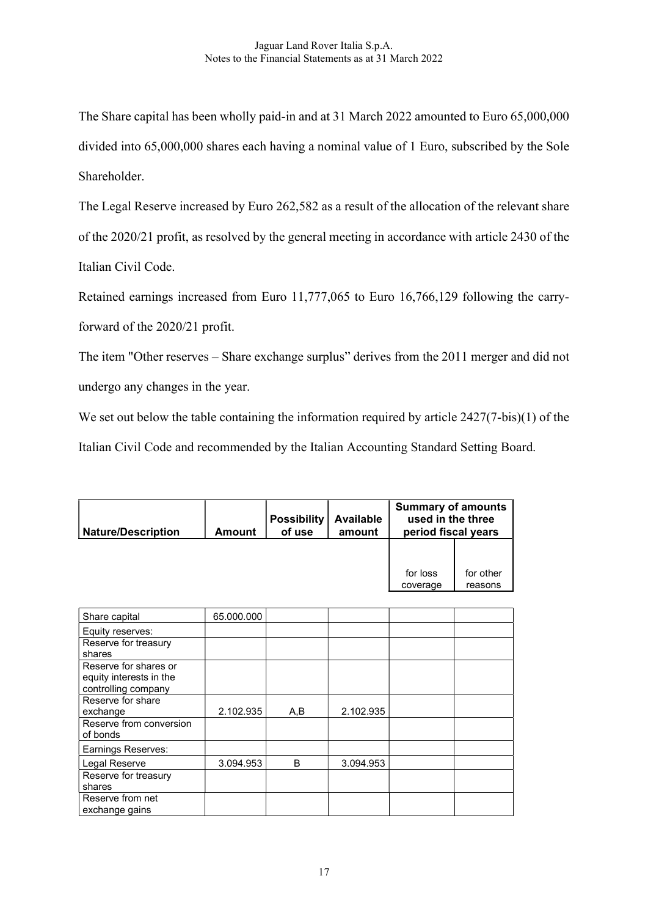The Share capital has been wholly paid-in and at 31 March 2022 amounted to Euro 65,000,000 divided into 65,000,000 shares each having a nominal value of 1 Euro, subscribed by the Sole Shareholder.

The Legal Reserve increased by Euro 262,582 as a result of the allocation of the relevant share of the 2020/21 profit, as resolved by the general meeting in accordance with article 2430 of the Italian Civil Code.

Retained earnings increased from Euro 11,777,065 to Euro 16,766,129 following the carry-forward of the 2020/21 profit.

The item "Other reserves – Share exchange surplus" derives from the 2011 merger and did not undergo any changes in the year.

We set out below the table containing the information required by article 2427(7-bis)(1) of the Italian Civil Code and recommended by the Italian Accounting Standard Setting Board.

| Nature/Description | Amount | Possibility of use | Available amount | Summary of amounts used in the three period fiscal years | |
|---|---|---|---|---|---|
| | | | | for loss coverage | for other reasons |
| Share capital | 65.000.000 | | | | |
| Equity reserves: | | | | | |
| Reserve for treasury shares | | | | | |
| Reserve for shares or equity interests in the controlling company | | | | | |
| Reserve for share exchange | 2.102.935 | A,B | 2.102.935 | | |
| Reserve from conversion of bonds | | | | | |
| Earnings Reserves: | | | | | |
| Legal Reserve | 3.094.953 | B | 3.094.953 | | |
| Reserve for treasury shares | | | | | |
| Reserve from net exchange gains | | | | | |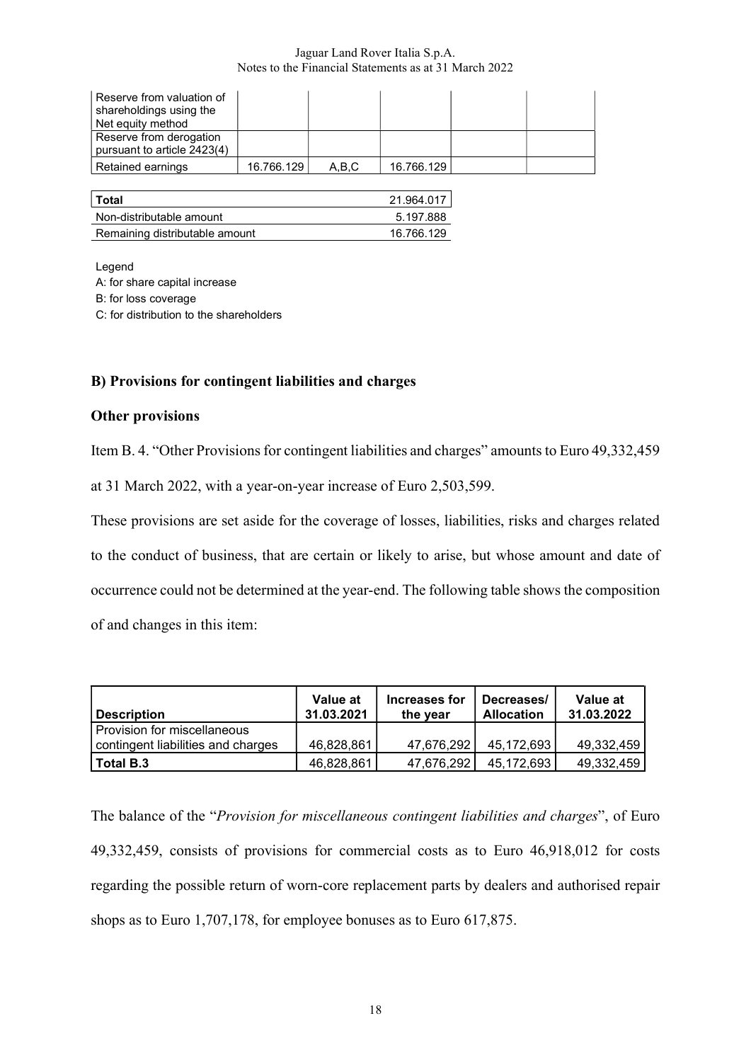| | | | | | |
|---|---|---|---|---|---|
| Reserve from valuation of shareholdings using the Net equity method | | | | | |
| Reserve from derogation pursuant to article 2423(4) | | | | | |
| Retained earnings | 16.766.129 | A,B,C | 16.766.129 | | |

| | |
|---|---|
| **Total** | 21.964.017 |
| Non-distributable amount | 5.197.888 |
| Remaining distributable amount | 16.766.129 |

Legend

A: for share capital increase

B: for loss coverage

C: for distribution to the shareholders

## B) Provisions for contingent liabilities and charges

### Other provisions

Item B. 4. "Other Provisions for contingent liabilities and charges" amounts to Euro 49,332,459 at 31 March 2022, with a year-on-year increase of Euro 2,503,599.

These provisions are set aside for the coverage of losses, liabilities, risks and charges related to the conduct of business, that are certain or likely to arise, but whose amount and date of occurrence could not be determined at the year-end. The following table shows the composition of and changes in this item:

| Description | Value at 31.03.2021 | Increases for the year | Decreases/ Allocation | Value at 31.03.2022 |
|---|---|---|---|---|
| Provision for miscellaneous contingent liabilities and charges | 46,828,861 | 47,676,292 | 45,172,693 | 49,332,459 |
| **Total B.3** | 46,828,861 | 47,676,292 | 45,172,693 | 49,332,459 |

The balance of the "*Provision for miscellaneous contingent liabilities and charges*", of Euro 49,332,459, consists of provisions for commercial costs as to Euro 46,918,012 for costs regarding the possible return of worn-core replacement parts by dealers and authorised repair shops as to Euro 1,707,178, for employee bonuses as to Euro 617,875.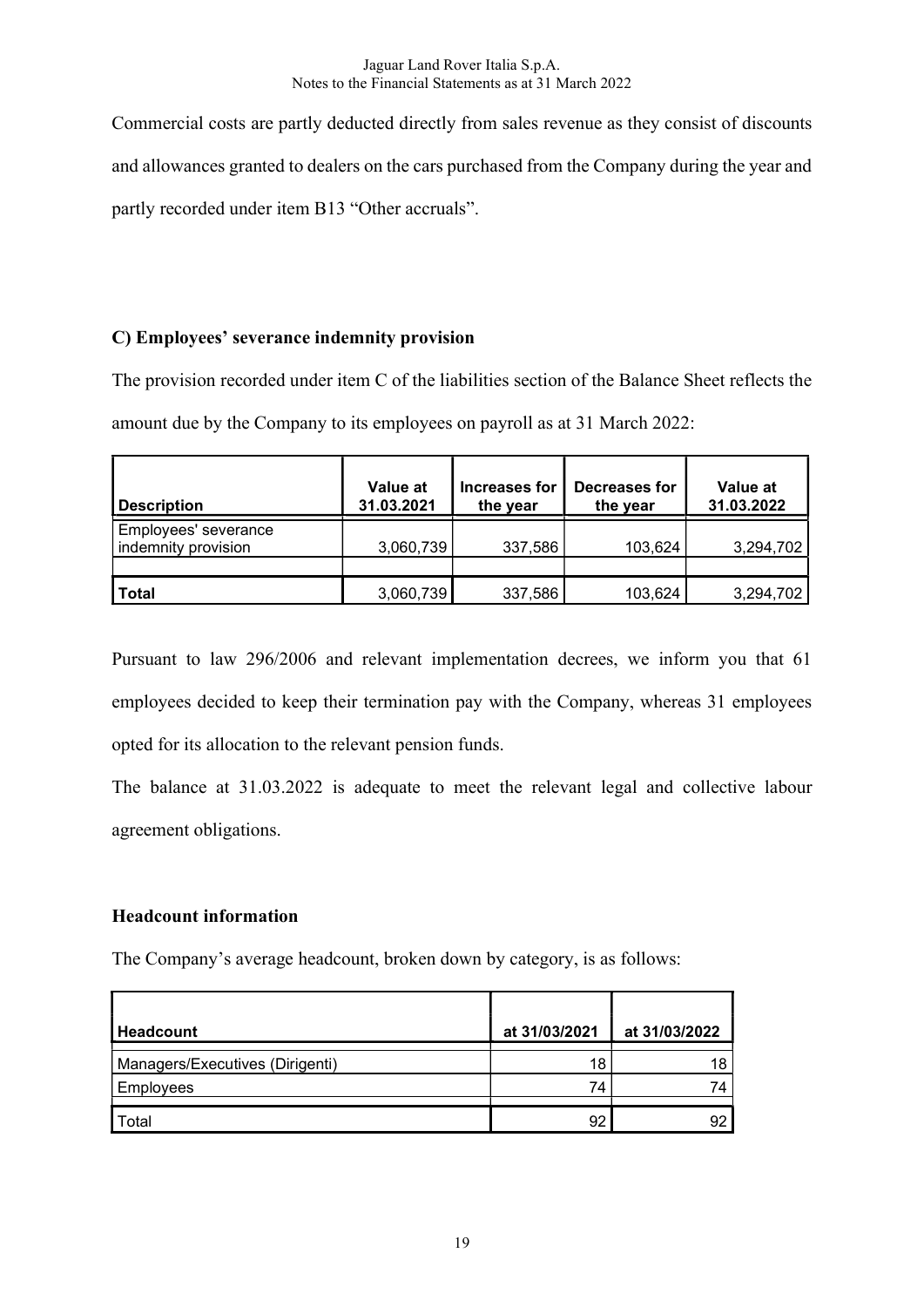Commercial costs are partly deducted directly from sales revenue as they consist of discounts and allowances granted to dealers on the cars purchased from the Company during the year and partly recorded under item B13 "Other accruals".

### C) Employees' severance indemnity provision

The provision recorded under item C of the liabilities section of the Balance Sheet reflects the amount due by the Company to its employees on payroll as at 31 March 2022:

| Description | Value at 31.03.2021 | Increases for the year | Decreases for the year | Value at 31.03.2022 |
|---|---|---|---|---|
| Employees' severance indemnity provision | 3,060,739 | 337,586 | 103,624 | 3,294,702 |
| | | | | |
| **Total** | 3,060,739 | 337,586 | 103,624 | 3,294,702 |

Pursuant to law 296/2006 and relevant implementation decrees, we inform you that 61 employees decided to keep their termination pay with the Company, whereas 31 employees opted for its allocation to the relevant pension funds.

The balance at 31.03.2022 is adequate to meet the relevant legal and collective labour agreement obligations.

### Headcount information

The Company's average headcount, broken down by category, is as follows:

| Headcount | at 31/03/2021 | at 31/03/2022 |
|---|---|---|
| Managers/Executives (Dirigenti) | 18 | 18 |
| Employees | 74 | 74 |
| Total | 92 | 92 |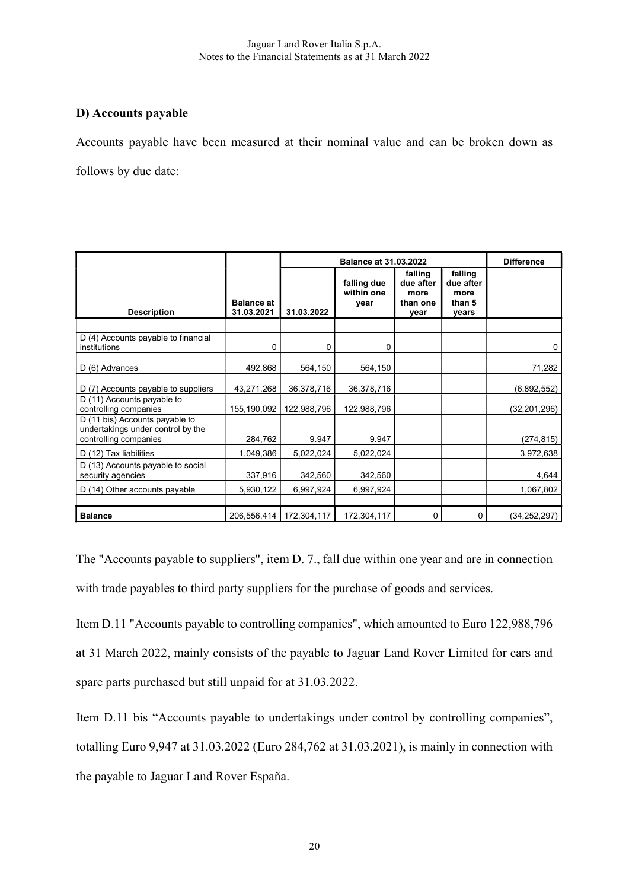## D) Accounts payable

Accounts payable have been measured at their nominal value and can be broken down as follows by due date:

| Description | Balance at 31.03.2021 | Balance at 31.03.2022 | | | | Difference |
|---|---|---|---|---|---|---|
| | | 31.03.2022 | falling due within one year | falling due after more than one year | falling due after more than 5 years | |
| | | | | | | |
| D (4) Accounts payable to financial institutions | 0 | 0 | 0 | | | 0 |
| D (6) Advances | 492,868 | 564,150 | 564,150 | | | 71,282 |
| D (7) Accounts payable to suppliers | 43,271,268 | 36,378,716 | 36,378,716 | | | (6.892,552) |
| D (11) Accounts payable to controlling companies | 155,190,092 | 122,988,796 | 122,988,796 | | | (32,201,296) |
| D (11 bis) Accounts payable to undertakings under control by the controlling companies | 284,762 | 9.947 | 9.947 | | | (274,815) |
| D (12) Tax liabilities | 1,049,386 | 5,022,024 | 5,022,024 | | | 3,972,638 |
| D (13) Accounts payable to social security agencies | 337,916 | 342,560 | 342,560 | | | 4,644 |
| D (14) Other accounts payable | 5,930,122 | 6,997,924 | 6,997,924 | | | 1,067,802 |
| | | | | | | |
| **Balance** | 206,556,414 | 172,304,117 | 172,304,117 | 0 | 0 | (34,252,297) |

The "Accounts payable to suppliers", item D. 7., fall due within one year and are in connection with trade payables to third party suppliers for the purchase of goods and services.

Item D.11 "Accounts payable to controlling companies", which amounted to Euro 122,988,796 at 31 March 2022, mainly consists of the payable to Jaguar Land Rover Limited for cars and spare parts purchased but still unpaid for at 31.03.2022.

Item D.11 bis "Accounts payable to undertakings under control by controlling companies", totalling Euro 9,947 at 31.03.2022 (Euro 284,762 at 31.03.2021), is mainly in connection with the payable to Jaguar Land Rover España.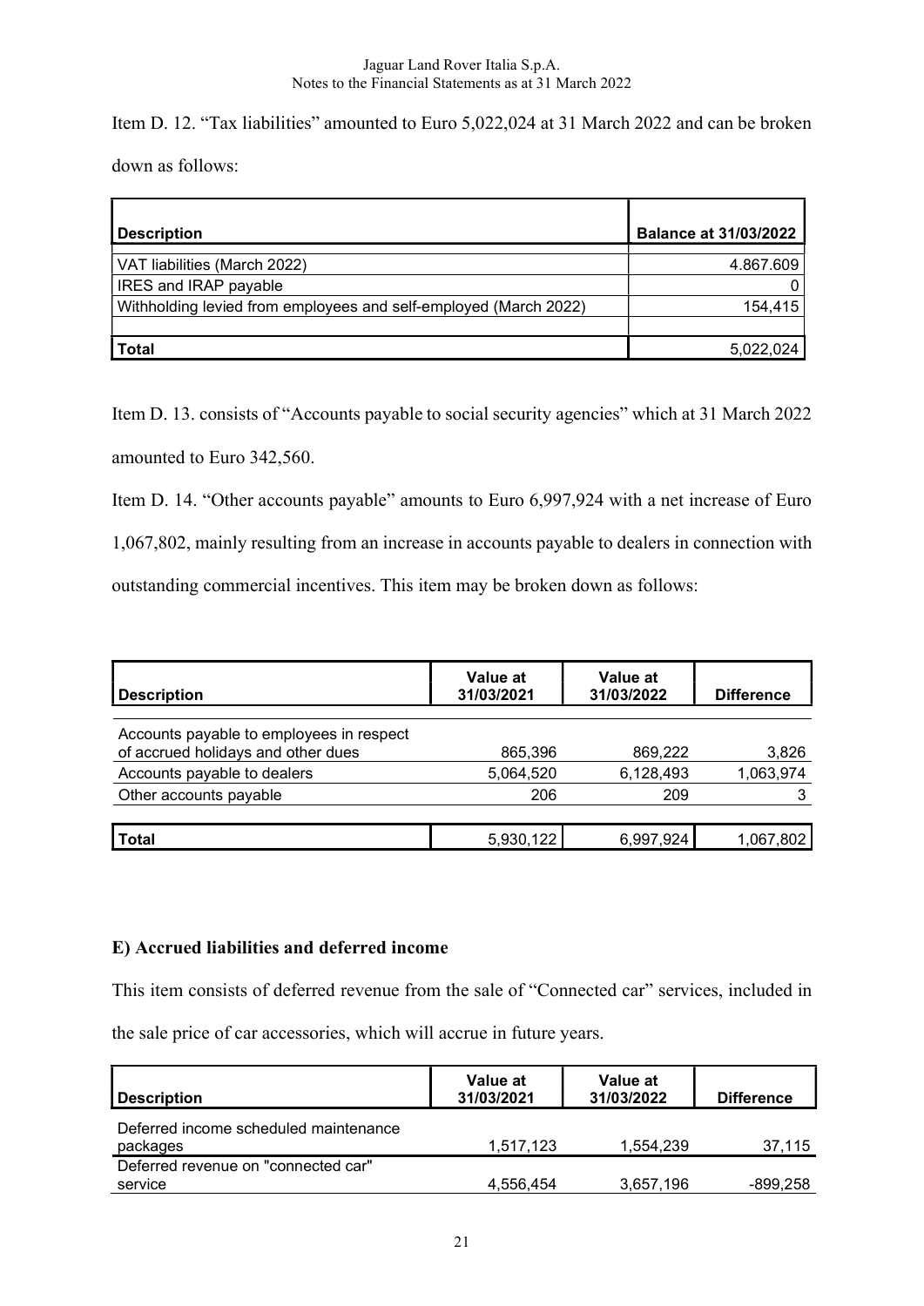Item D. 12. “Tax liabilities” amounted to Euro 5,022,024 at 31 March 2022 and can be broken down as follows:

| Description | Balance at 31/03/2022 |
|---|---|
| VAT liabilities (March 2022) | 4.867.609 |
| IRES and IRAP payable | 0 |
| Withholding levied from employees and self-employed (March 2022) | 154,415 |
| | |
| **Total** | 5,022,024 |

Item D. 13. consists of “Accounts payable to social security agencies” which at 31 March 2022 amounted to Euro 342,560.

Item D. 14. “Other accounts payable” amounts to Euro 6,997,924 with a net increase of Euro 1,067,802, mainly resulting from an increase in accounts payable to dealers in connection with outstanding commercial incentives. This item may be broken down as follows:

| Description | Value at 31/03/2021 | Value at 31/03/2022 | Difference |
|---|---|---|---|
| Accounts payable to employees in respect of accrued holidays and other dues | 865,396 | 869,222 | 3,826 |
| Accounts payable to dealers | 5,064,520 | 6,128,493 | 1,063,974 |
| Other accounts payable | 206 | 209 | 3 |
| | | | |
| **Total** | 5,930,122 | 6,997,924 | 1,067,802 |

**E) Accrued liabilities and deferred income**

This item consists of deferred revenue from the sale of “Connected car” services, included in the sale price of car accessories, which will accrue in future years.

| Description | Value at 31/03/2021 | Value at 31/03/2022 | Difference |
|---|---|---|---|
| Deferred income scheduled maintenance packages | 1,517,123 | 1,554,239 | 37,115 |
| Deferred revenue on "connected car" service | 4,556,454 | 3,657,196 | -899,258 |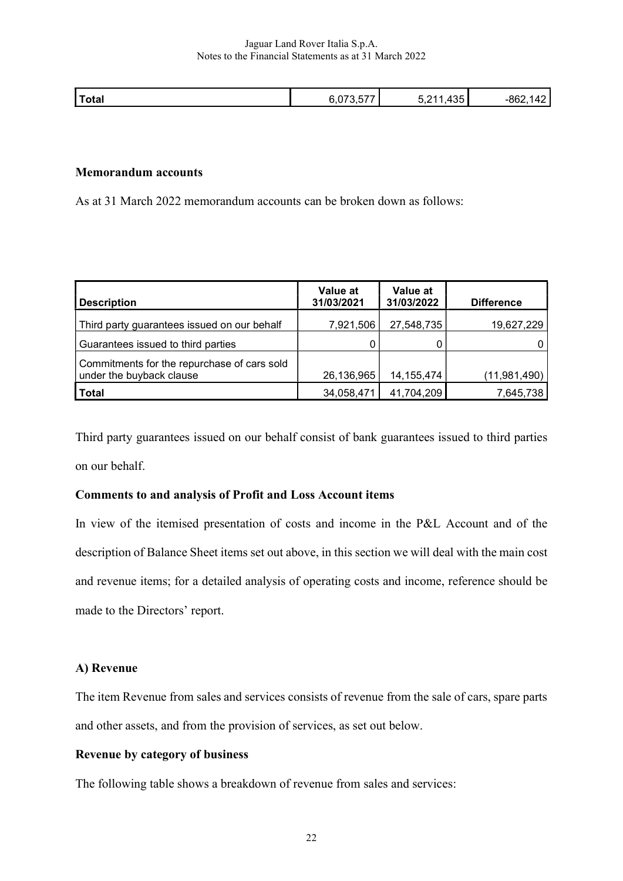| Total | 6,073,577 | 5,211,435 | -862,142 |
|---|---|---|---|

**Memorandum accounts**

As at 31 March 2022 memorandum accounts can be broken down as follows:

| Description | Value at 31/03/2021 | Value at 31/03/2022 | Difference |
|---|---|---|---|
| Third party guarantees issued on our behalf | 7,921,506 | 27,548,735 | 19,627,229 |
| Guarantees issued to third parties | 0 | 0 | 0 |
| Commitments for the repurchase of cars sold under the buyback clause | 26,136,965 | 14,155,474 | (11,981,490) |
| **Total** | 34,058,471 | 41,704,209 | 7,645,738 |

Third party guarantees issued on our behalf consist of bank guarantees issued to third parties on our behalf.

**Comments to and analysis of Profit and Loss Account items**

In view of the itemised presentation of costs and income in the P&L Account and of the description of Balance Sheet items set out above, in this section we will deal with the main cost and revenue items; for a detailed analysis of operating costs and income, reference should be made to the Directors' report.

**A) Revenue**

The item Revenue from sales and services consists of revenue from the sale of cars, spare parts and other assets, and from the provision of services, as set out below.

**Revenue by category of business**

The following table shows a breakdown of revenue from sales and services: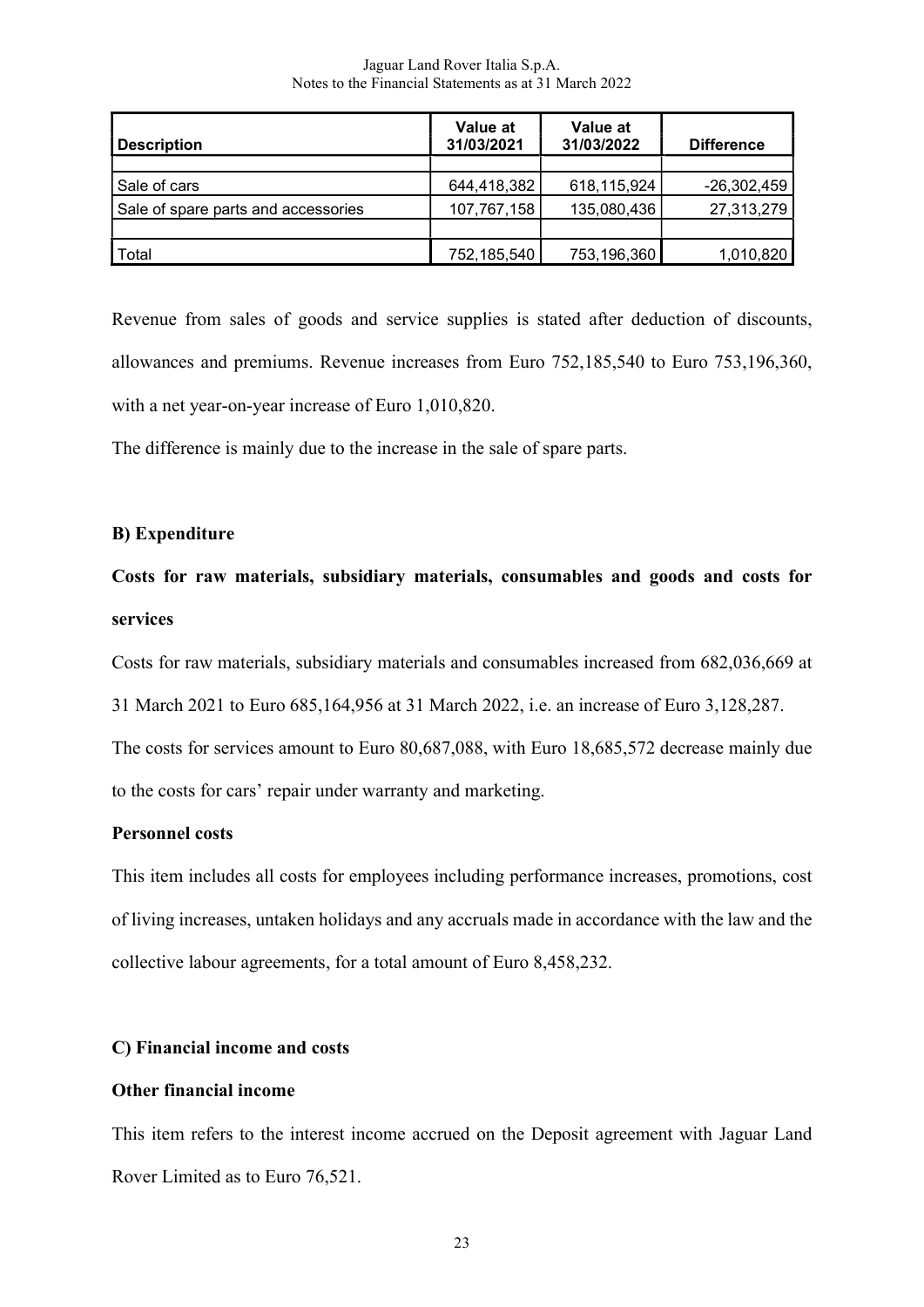| Description | Value at 31/03/2021 | Value at 31/03/2022 | Difference |
|---|---|---|---|
| | | | |
| Sale of cars | 644,418,382 | 618,115,924 | -26,302,459 |
| Sale of spare parts and accessories | 107,767,158 | 135,080,436 | 27,313,279 |
| | | | |
| Total | 752,185,540 | 753,196,360 | 1,010,820 |

Revenue from sales of goods and service supplies is stated after deduction of discounts, allowances and premiums. Revenue increases from Euro 752,185,540 to Euro 753,196,360, with a net year-on-year increase of Euro 1,010,820.

The difference is mainly due to the increase in the sale of spare parts.

**B) Expenditure**

**Costs for raw materials, subsidiary materials, consumables and goods and costs for services**

Costs for raw materials, subsidiary materials and consumables increased from 682,036,669 at 31 March 2021 to Euro 685,164,956 at 31 March 2022, i.e. an increase of Euro 3,128,287.

The costs for services amount to Euro 80,687,088, with Euro 18,685,572 decrease mainly due to the costs for cars' repair under warranty and marketing.

**Personnel costs**

This item includes all costs for employees including performance increases, promotions, cost of living increases, untaken holidays and any accruals made in accordance with the law and the collective labour agreements, for a total amount of Euro 8,458,232.

**C) Financial income and costs**

**Other financial income**

This item refers to the interest income accrued on the Deposit agreement with Jaguar Land Rover Limited as to Euro 76,521.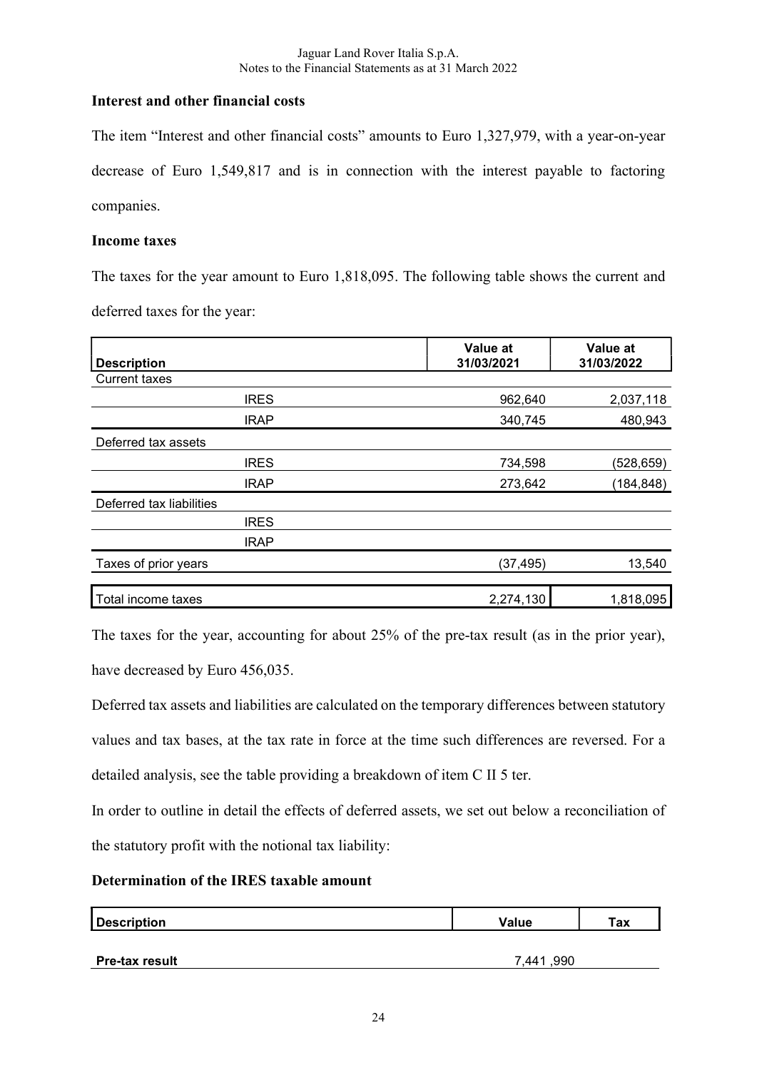### Interest and other financial costs

The item "Interest and other financial costs" amounts to Euro 1,327,979, with a year-on-year decrease of Euro 1,549,817 and is in connection with the interest payable to factoring companies.

### Income taxes

The taxes for the year amount to Euro 1,818,095. The following table shows the current and deferred taxes for the year:

| Description | | Value at 31/03/2021 | Value at 31/03/2022 |
|---|---|---|---|
| Current taxes | | | |
| | IRES | 962,640 | 2,037,118 |
| | IRAP | 340,745 | 480,943 |
| Deferred tax assets | | | |
| | IRES | 734,598 | (528,659) |
| | IRAP | 273,642 | (184,848) |
| Deferred tax liabilities | | | |
| | IRES | | |
| | IRAP | | |
| Taxes of prior years | | (37,495) | 13,540 |
| Total income taxes | | 2,274,130 | 1,818,095 |

The taxes for the year, accounting for about 25% of the pre-tax result (as in the prior year), have decreased by Euro 456,035.

Deferred tax assets and liabilities are calculated on the temporary differences between statutory values and tax bases, at the tax rate in force at the time such differences are reversed. For a detailed analysis, see the table providing a breakdown of item C II 5 ter.

In order to outline in detail the effects of deferred assets, we set out below a reconciliation of the statutory profit with the notional tax liability:

### Determination of the IRES taxable amount

| Description | Value | Tax |
|---|---|---|
| **Pre-tax result** | 7,441 ,990 | |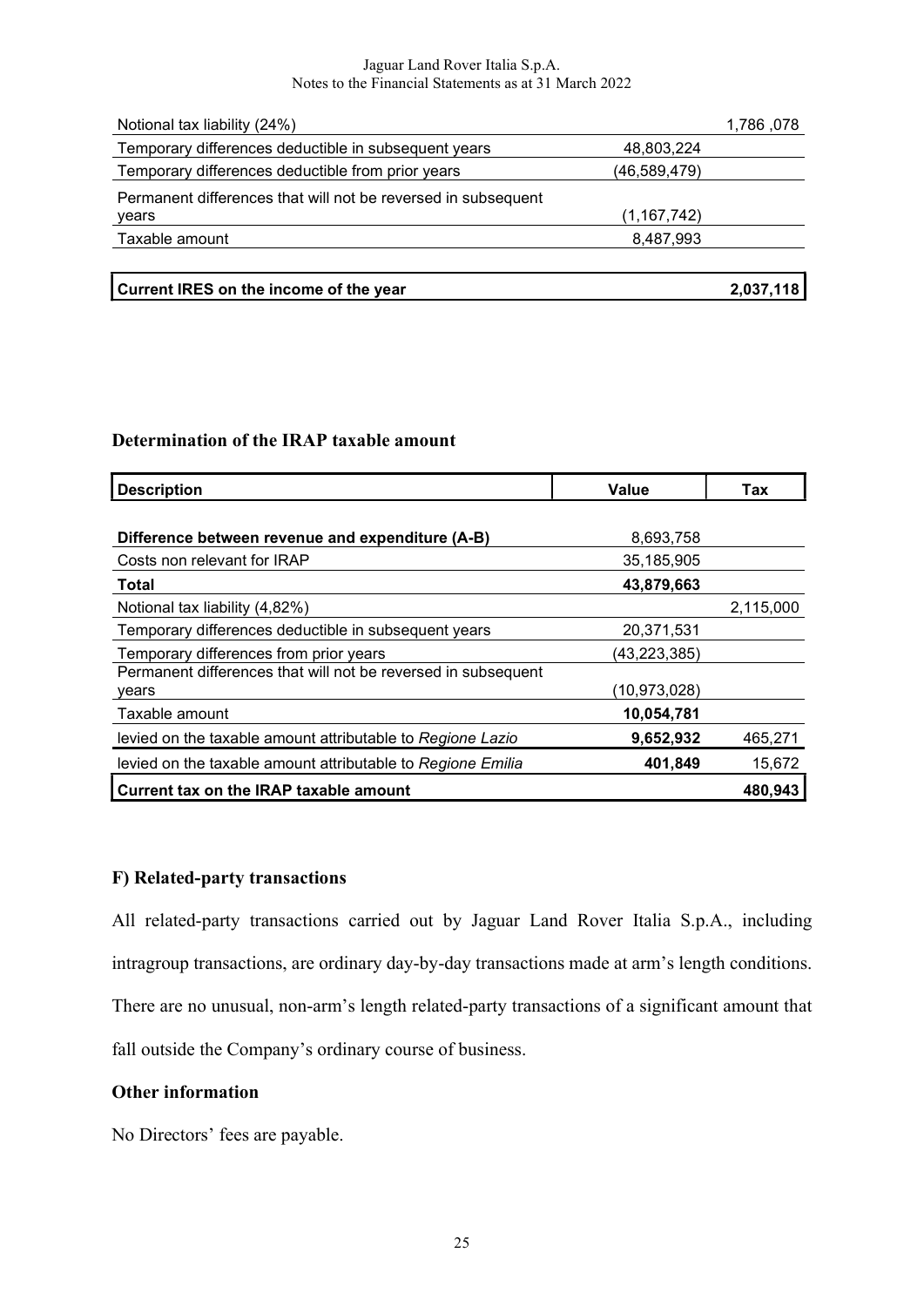| | | |
|---|---|---|
| Notional tax liability (24%) | | 1,786 ,078 |
| Temporary differences deductible in subsequent years | 48,803,224 | |
| Temporary differences deductible from prior years | (46,589,479) | |
| Permanent differences that will not be reversed in subsequent years | (1,167,742) | |
| Taxable amount | 8,487,993 | |
| | | |
| **Current IRES on the income of the year** | | **2,037,118** |

### Determination of the IRAP taxable amount

| Description | Value | Tax |
|---|---|---|
| **Difference between revenue and expenditure (A-B)** | 8,693,758 | |
| Costs non relevant for IRAP | 35,185,905 | |
| **Total** | **43,879,663** | |
| Notional tax liability (4,82%) | | 2,115,000 |
| Temporary differences deductible in subsequent years | 20,371,531 | |
| Temporary differences from prior years | (43,223,385) | |
| Permanent differences that will not be reversed in subsequent years | (10,973,028) | |
| Taxable amount | **10,054,781** | |
| levied on the taxable amount attributable to *Regione Lazio* | **9,652,932** | 465,271 |
| levied on the taxable amount attributable to *Regione Emilia* | **401,849** | 15,672 |
| **Current tax on the IRAP taxable amount** | | **480,943** |

### F) Related-party transactions

All related-party transactions carried out by Jaguar Land Rover Italia S.p.A., including intragroup transactions, are ordinary day-by-day transactions made at arm's length conditions. There are no unusual, non-arm's length related-party transactions of a significant amount that fall outside the Company's ordinary course of business.

### Other information

No Directors' fees are payable.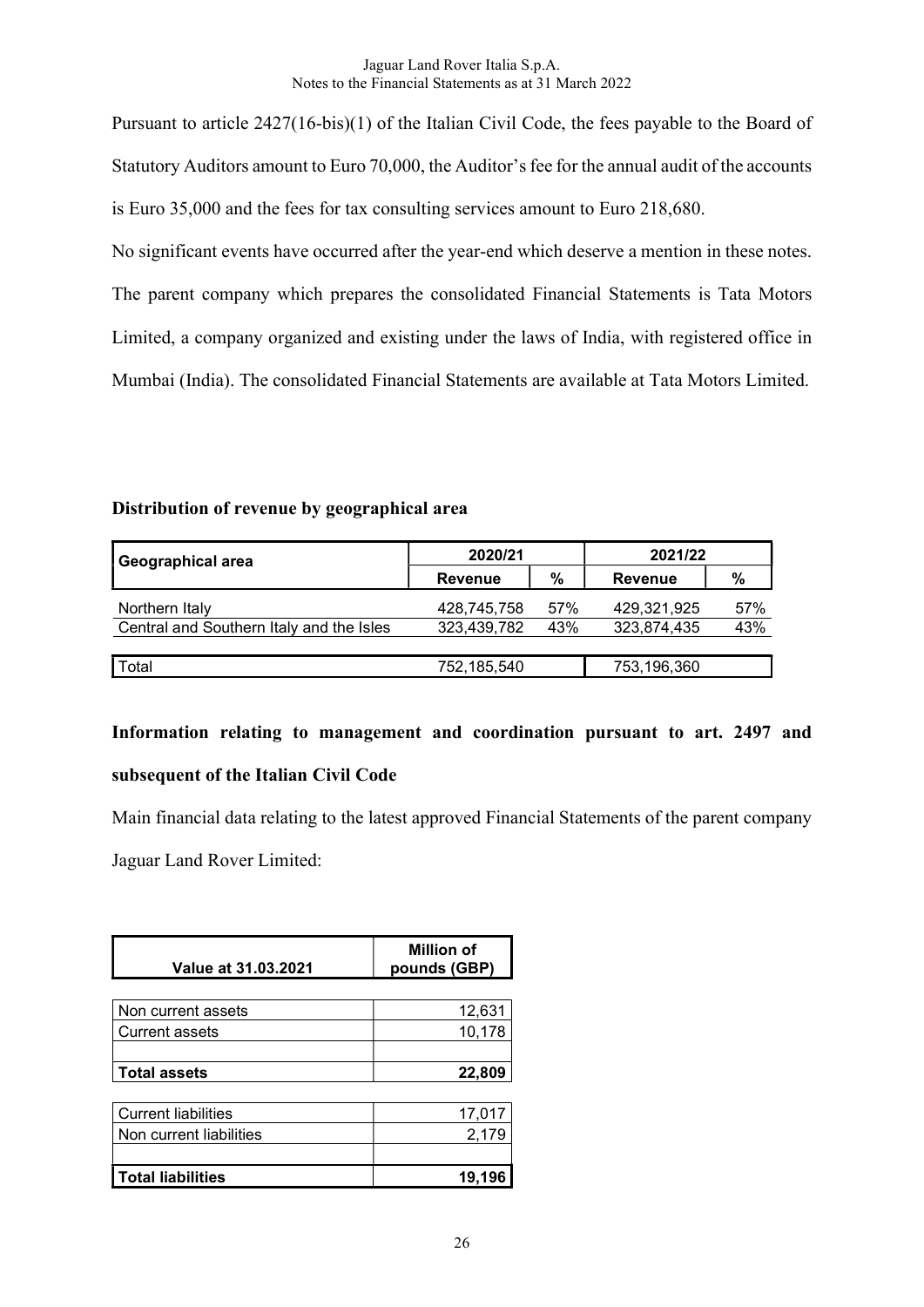Pursuant to article 2427(16-bis)(1) of the Italian Civil Code, the fees payable to the Board of Statutory Auditors amount to Euro 70,000, the Auditor's fee for the annual audit of the accounts is Euro 35,000 and the fees for tax consulting services amount to Euro 218,680.

No significant events have occurred after the year-end which deserve a mention in these notes.

The parent company which prepares the consolidated Financial Statements is Tata Motors Limited, a company organized and existing under the laws of India, with registered office in Mumbai (India). The consolidated Financial Statements are available at Tata Motors Limited.

**Distribution of revenue by geographical area**

| Geographical area | 2020/21 | | 2021/22 | |
|---|---|---|---|---|
| | Revenue | % | Revenue | % |
| Northern Italy | 428,745,758 | 57% | 429,321,925 | 57% |
| Central and Southern Italy and the Isles | 323,439,782 | 43% | 323,874,435 | 43% |
| Total | 752,185,540 | | 753,196,360 | |

**Information relating to management and coordination pursuant to art. 2497 and subsequent of the Italian Civil Code**

Main financial data relating to the latest approved Financial Statements of the parent company Jaguar Land Rover Limited:

| Value at 31.03.2021 | Million of pounds (GBP) |
|---|---|
| Non current assets | 12,631 |
| Current assets | 10,178 |
| **Total assets** | **22,809** |
| Current liabilities | 17,017 |
| Non current liabilities | 2,179 |
| **Total liabilities** | **19,196** |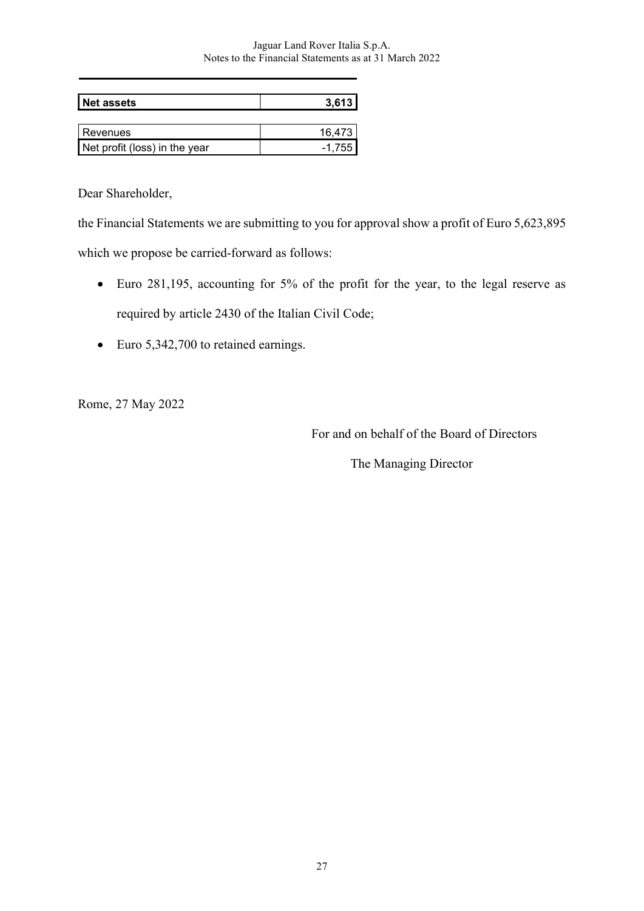| **Net assets** | **3,613** |
|---|---|

| Revenues | 16,473 |
|---|---|
| Net profit (loss) in the year | -1,755 |

Dear Shareholder,

the Financial Statements we are submitting to you for approval show a profit of Euro 5,623,895 which we propose be carried-forward as follows:

- Euro 281,195, accounting for 5% of the profit for the year, to the legal reserve as required by article 2430 of the Italian Civil Code;
- Euro 5,342,700 to retained earnings.

Rome, 27 May 2022

For and on behalf of the Board of Directors

The Managing Director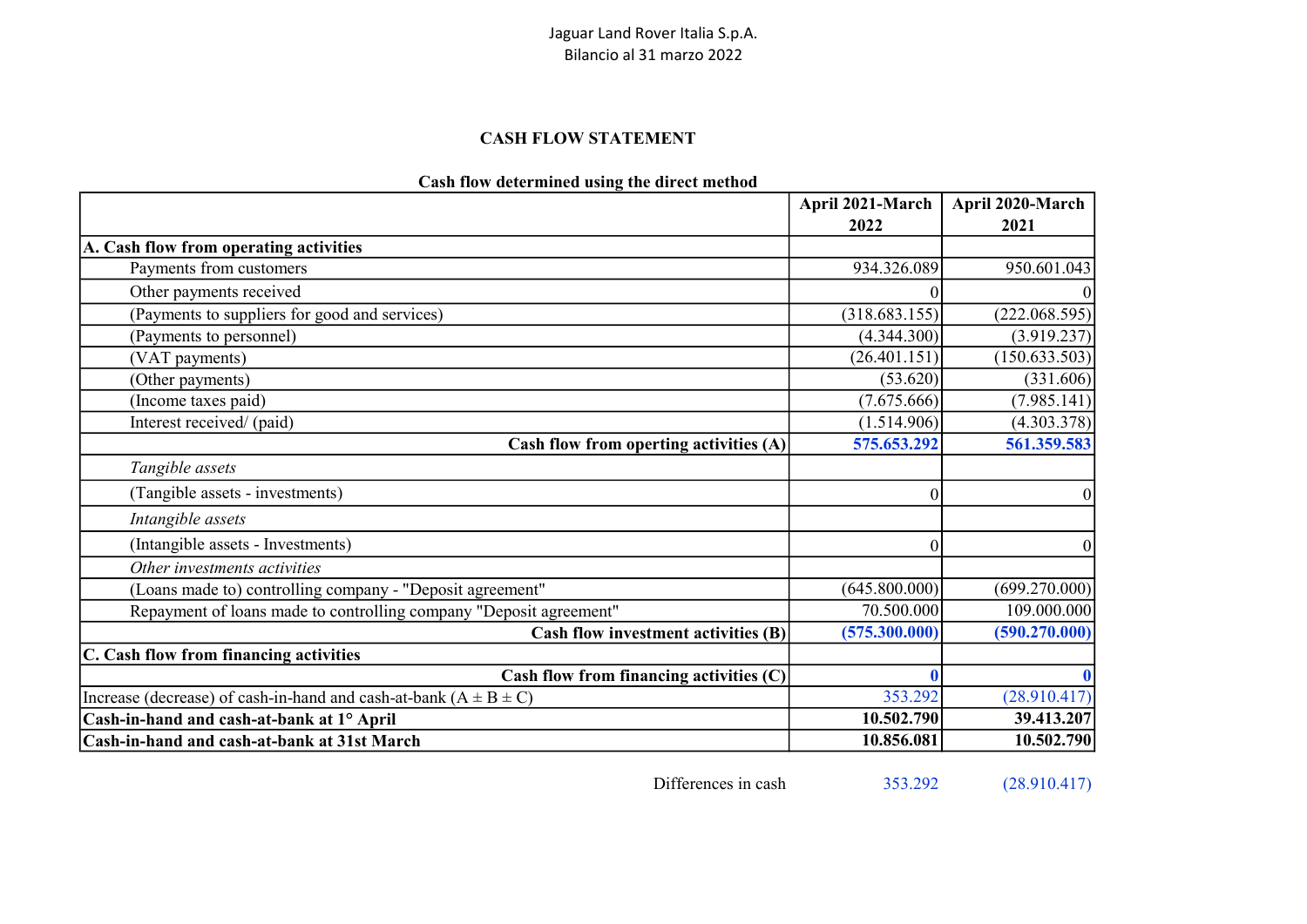Jaguar Land Rover Italia S.p.A.
Bilancio al 31 marzo 2022

## CASH FLOW STATEMENT

### Cash flow determined using the direct method

| | April 2021-March 2022 | April 2020-March 2021 |
|---|---|---|
| **A. Cash flow from operating activities** | | |
| Payments from customers | 934.326.089 | 950.601.043 |
| Other payments received | 0 | 0 |
| (Payments to suppliers for good and services) | (318.683.155) | (222.068.595) |
| (Payments to personnel) | (4.344.300) | (3.919.237) |
| (VAT payments) | (26.401.151) | (150.633.503) |
| (Other payments) | (53.620) | (331.606) |
| (Income taxes paid) | (7.675.666) | (7.985.141) |
| Interest received/ (paid) | (1.514.906) | (4.303.378) |
| **Cash flow from operting activities (A)** | **575.653.292** | **561.359.583** |
| *Tangible assets* | | |
| (Tangible assets - investments) | 0 | 0 |
| *Intangible assets* | | |
| (Intangible assets - Investments) | 0 | 0 |
| *Other investments activities* | | |
| (Loans made to) controlling company - "Deposit agreement" | (645.800.000) | (699.270.000) |
| Repayment of loans made to controlling company "Deposit agreement" | 70.500.000 | 109.000.000 |
| **Cash flow investment activities (B)** | **(575.300.000)** | **(590.270.000)** |
| **C. Cash flow from financing activities** | | |
| **Cash flow from financing activities (C)** | **0** | **0** |
| Increase (decrease) of cash-in-hand and cash-at-bank (A ± B ± C) | 353.292 | (28.910.417) |
| **Cash-in-hand and cash-at-bank at 1° April** | **10.502.790** | **39.413.207** |
| **Cash-in-hand and cash-at-bank at 31st March** | **10.856.081** | **10.502.790** |

| | | |
|---|---|---|
| Differences in cash | 353.292 | (28.910.417) |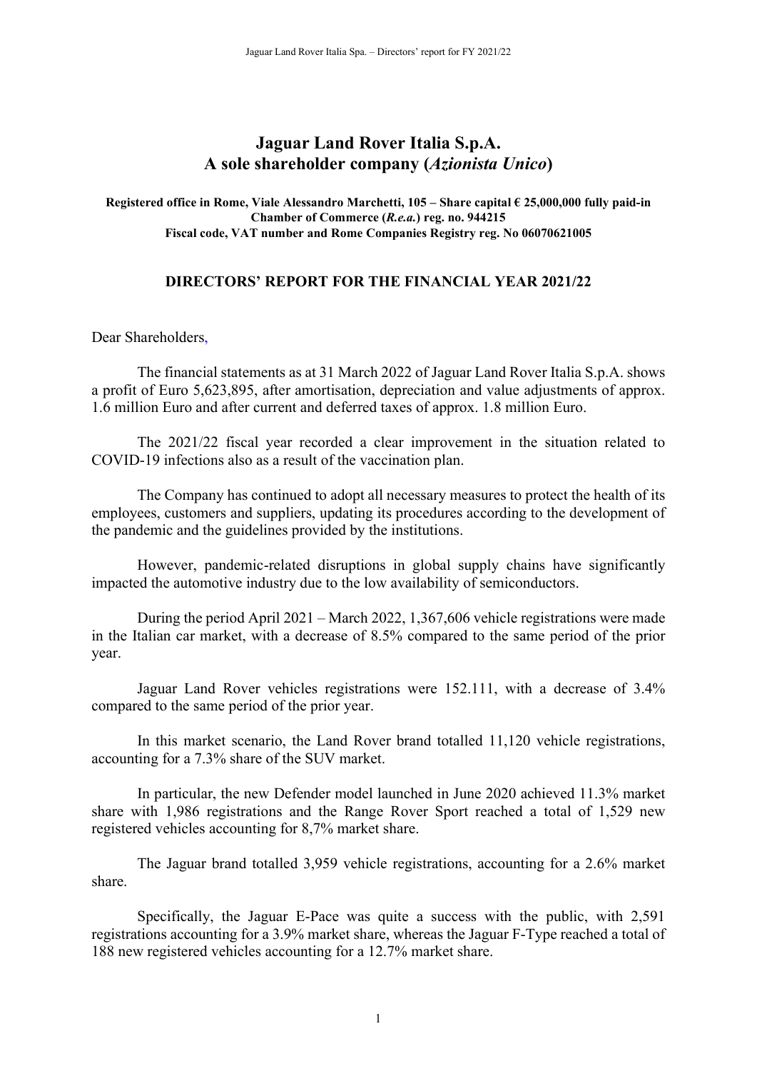# Jaguar Land Rover Italia S.p.A.
# A sole shareholder company (*Azionista Unico*)

**Registered office in Rome, Viale Alessandro Marchetti, 105 – Share capital € 25,000,000 fully paid-in**
**Chamber of Commerce (*R.e.a.*) reg. no. 944215**
**Fiscal code, VAT number and Rome Companies Registry reg. No 06070621005**

## DIRECTORS' REPORT FOR THE FINANCIAL YEAR 2021/22

Dear Shareholders,

The financial statements as at 31 March 2022 of Jaguar Land Rover Italia S.p.A. shows a profit of Euro 5,623,895, after amortisation, depreciation and value adjustments of approx. 1.6 million Euro and after current and deferred taxes of approx. 1.8 million Euro.

The 2021/22 fiscal year recorded a clear improvement in the situation related to COVID-19 infections also as a result of the vaccination plan.

The Company has continued to adopt all necessary measures to protect the health of its employees, customers and suppliers, updating its procedures according to the development of the pandemic and the guidelines provided by the institutions.

However, pandemic-related disruptions in global supply chains have significantly impacted the automotive industry due to the low availability of semiconductors.

During the period April 2021 – March 2022, 1,367,606 vehicle registrations were made in the Italian car market, with a decrease of 8.5% compared to the same period of the prior year.

Jaguar Land Rover vehicles registrations were 152.111, with a decrease of 3.4% compared to the same period of the prior year.

In this market scenario, the Land Rover brand totalled 11,120 vehicle registrations, accounting for a 7.3% share of the SUV market.

In particular, the new Defender model launched in June 2020 achieved 11.3% market share with 1,986 registrations and the Range Rover Sport reached a total of 1,529 new registered vehicles accounting for 8,7% market share.

The Jaguar brand totalled 3,959 vehicle registrations, accounting for a 2.6% market share.

Specifically, the Jaguar E-Pace was quite a success with the public, with 2,591 registrations accounting for a 3.9% market share, whereas the Jaguar F-Type reached a total of 188 new registered vehicles accounting for a 12.7% market share.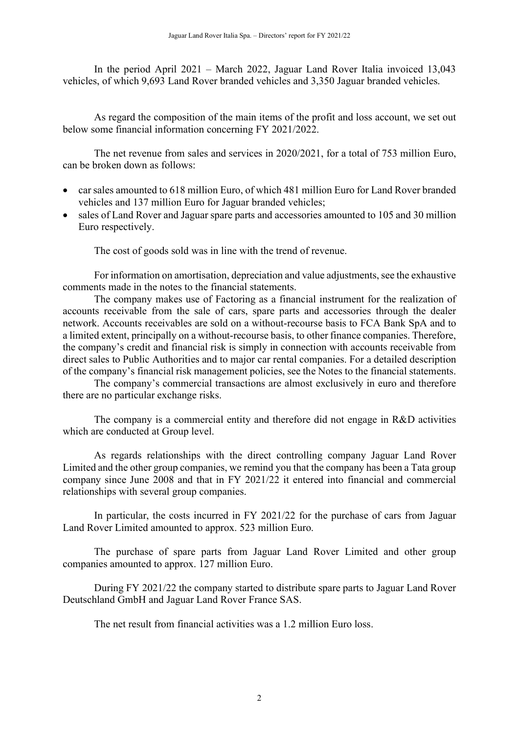In the period April 2021 – March 2022, Jaguar Land Rover Italia invoiced 13,043 vehicles, of which 9,693 Land Rover branded vehicles and 3,350 Jaguar branded vehicles.

As regard the composition of the main items of the profit and loss account, we set out below some financial information concerning FY 2021/2022.

The net revenue from sales and services in 2020/2021, for a total of 753 million Euro, can be broken down as follows:

- car sales amounted to 618 million Euro, of which 481 million Euro for Land Rover branded vehicles and 137 million Euro for Jaguar branded vehicles;
- sales of Land Rover and Jaguar spare parts and accessories amounted to 105 and 30 million Euro respectively.

The cost of goods sold was in line with the trend of revenue.

For information on amortisation, depreciation and value adjustments, see the exhaustive comments made in the notes to the financial statements.

The company makes use of Factoring as a financial instrument for the realization of accounts receivable from the sale of cars, spare parts and accessories through the dealer network. Accounts receivables are sold on a without-recourse basis to FCA Bank SpA and to a limited extent, principally on a without-recourse basis, to other finance companies. Therefore, the company's credit and financial risk is simply in connection with accounts receivable from direct sales to Public Authorities and to major car rental companies. For a detailed description of the company's financial risk management policies, see the Notes to the financial statements.

The company's commercial transactions are almost exclusively in euro and therefore there are no particular exchange risks.

The company is a commercial entity and therefore did not engage in R&D activities which are conducted at Group level.

As regards relationships with the direct controlling company Jaguar Land Rover Limited and the other group companies, we remind you that the company has been a Tata group company since June 2008 and that in FY 2021/22 it entered into financial and commercial relationships with several group companies.

In particular, the costs incurred in FY 2021/22 for the purchase of cars from Jaguar Land Rover Limited amounted to approx. 523 million Euro.

The purchase of spare parts from Jaguar Land Rover Limited and other group companies amounted to approx. 127 million Euro.

During FY 2021/22 the company started to distribute spare parts to Jaguar Land Rover Deutschland GmbH and Jaguar Land Rover France SAS.

The net result from financial activities was a 1.2 million Euro loss.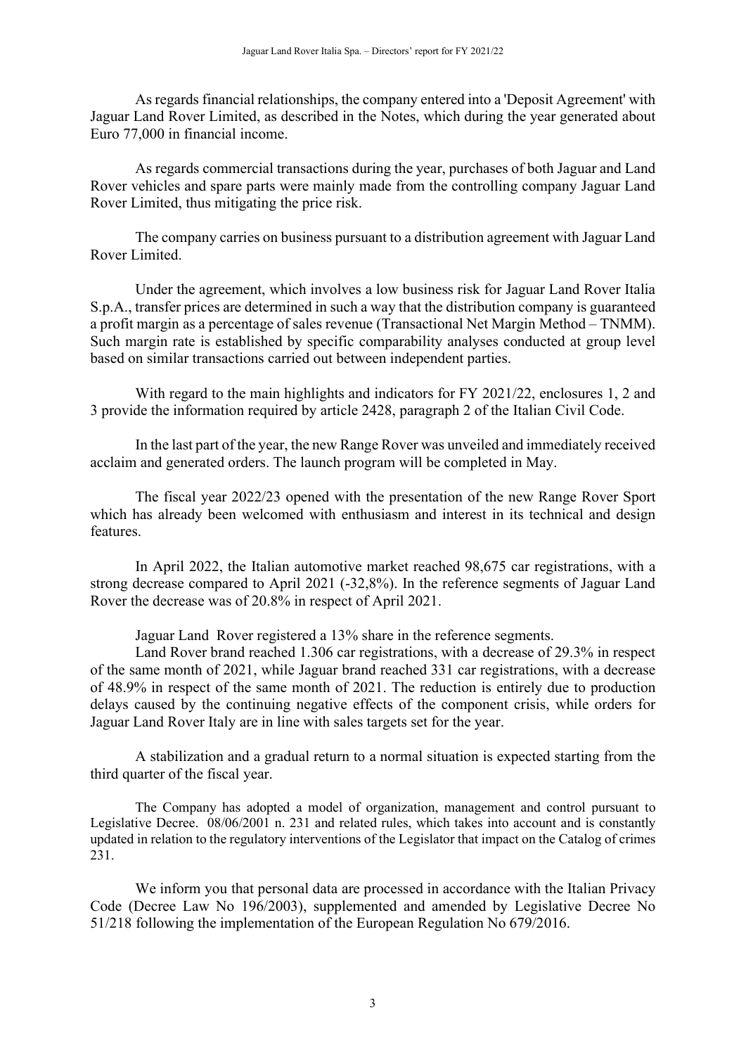As regards financial relationships, the company entered into a 'Deposit Agreement' with Jaguar Land Rover Limited, as described in the Notes, which during the year generated about Euro 77,000 in financial income.

As regards commercial transactions during the year, purchases of both Jaguar and Land Rover vehicles and spare parts were mainly made from the controlling company Jaguar Land Rover Limited, thus mitigating the price risk.

The company carries on business pursuant to a distribution agreement with Jaguar Land Rover Limited.

Under the agreement, which involves a low business risk for Jaguar Land Rover Italia S.p.A., transfer prices are determined in such a way that the distribution company is guaranteed a profit margin as a percentage of sales revenue (Transactional Net Margin Method – TNMM). Such margin rate is established by specific comparability analyses conducted at group level based on similar transactions carried out between independent parties.

With regard to the main highlights and indicators for FY 2021/22, enclosures 1, 2 and 3 provide the information required by article 2428, paragraph 2 of the Italian Civil Code.

In the last part of the year, the new Range Rover was unveiled and immediately received acclaim and generated orders. The launch program will be completed in May.

The fiscal year 2022/23 opened with the presentation of the new Range Rover Sport which has already been welcomed with enthusiasm and interest in its technical and design features.

In April 2022, the Italian automotive market reached 98,675 car registrations, with a strong decrease compared to April 2021 (-32,8%). In the reference segments of Jaguar Land Rover the decrease was of 20.8% in respect of April 2021.

Jaguar Land Rover registered a 13% share in the reference segments.

Land Rover brand reached 1.306 car registrations, with a decrease of 29.3% in respect of the same month of 2021, while Jaguar brand reached 331 car registrations, with a decrease of 48.9% in respect of the same month of 2021. The reduction is entirely due to production delays caused by the continuing negative effects of the component crisis, while orders for Jaguar Land Rover Italy are in line with sales targets set for the year.

A stabilization and a gradual return to a normal situation is expected starting from the third quarter of the fiscal year.

The Company has adopted a model of organization, management and control pursuant to Legislative Decree. 08/06/2001 n. 231 and related rules, which takes into account and is constantly updated in relation to the regulatory interventions of the Legislator that impact on the Catalog of crimes 231.

We inform you that personal data are processed in accordance with the Italian Privacy Code (Decree Law No 196/2003), supplemented and amended by Legislative Decree No 51/218 following the implementation of the European Regulation No 679/2016.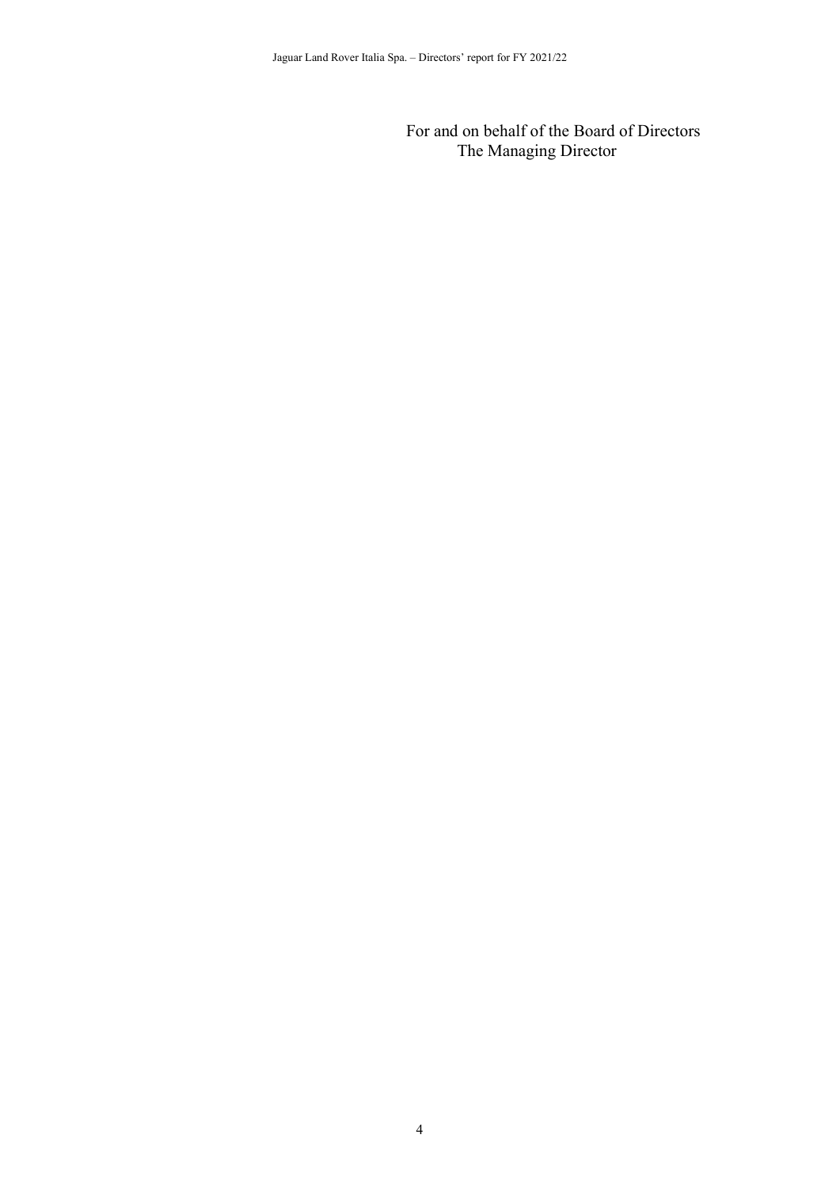For and on behalf of the Board of Directors
The Managing Director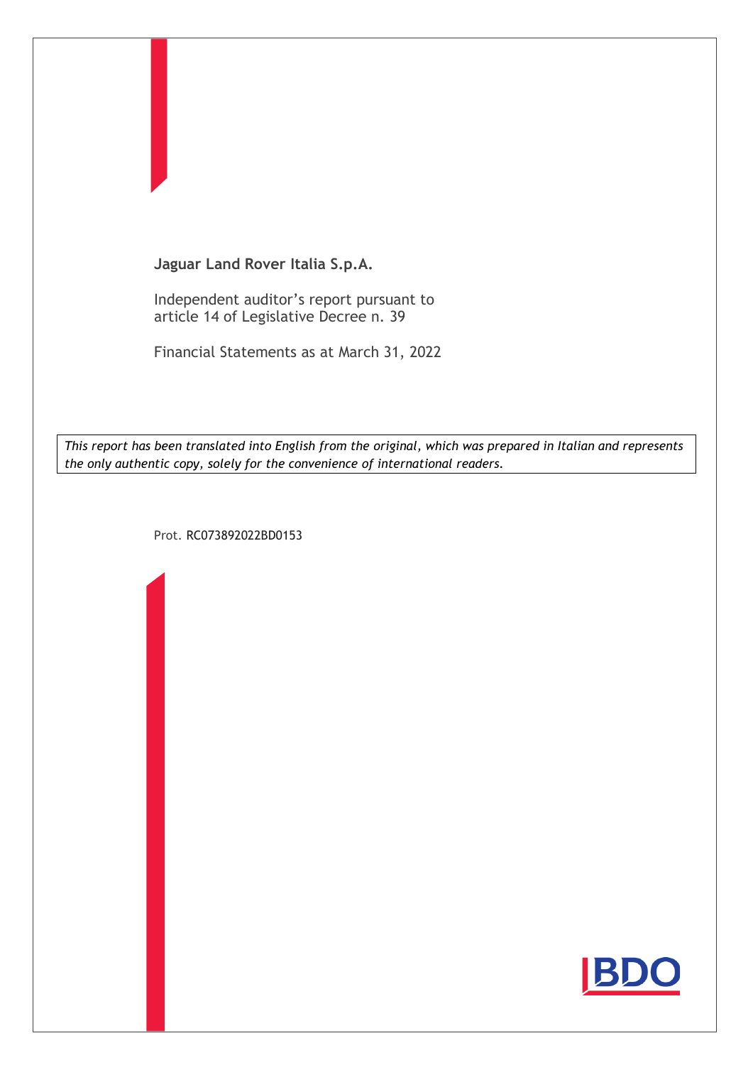**Jaguar Land Rover Italia S.p.A.**

Independent auditor's report pursuant to article 14 of Legislative Decree n. 39

Financial Statements as at March 31, 2022

*This report has been translated into English from the original, which was prepared in Italian and represents the only authentic copy, solely for the convenience of international readers.*

Prot. RC073892022BD0153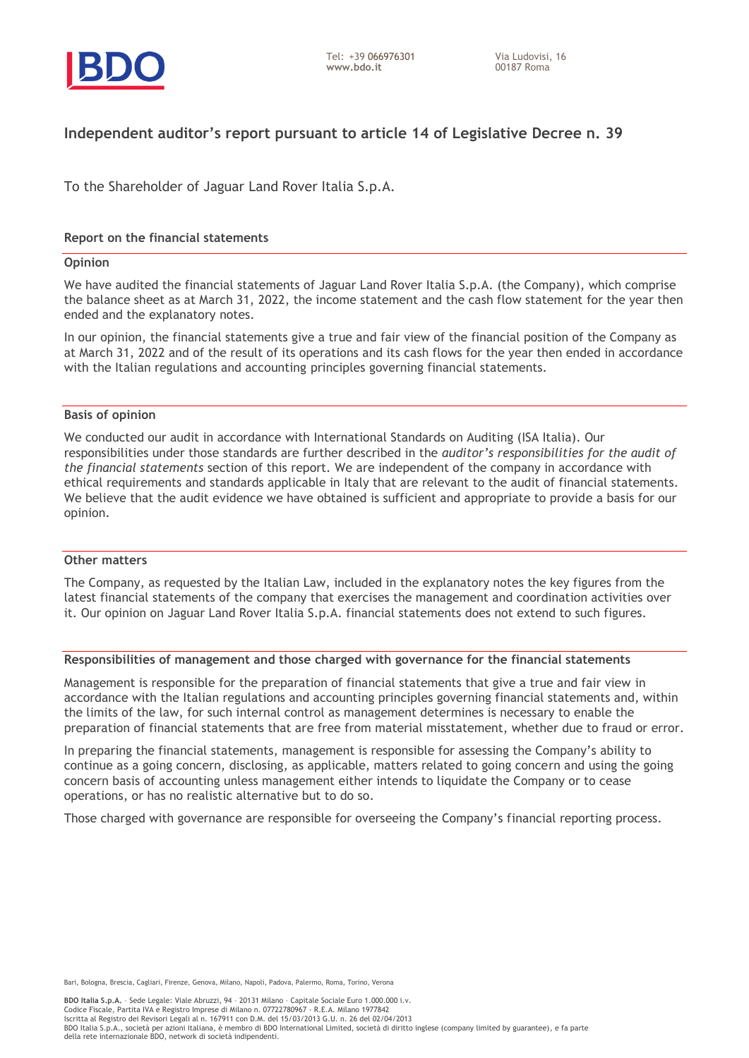# Independent auditor's report pursuant to article 14 of Legislative Decree n. 39

To the Shareholder of Jaguar Land Rover Italia S.p.A.

## Report on the financial statements

### Opinion

We have audited the financial statements of Jaguar Land Rover Italia S.p.A. (the Company), which comprise the balance sheet as at March 31, 2022, the income statement and the cash flow statement for the year then ended and the explanatory notes.

In our opinion, the financial statements give a true and fair view of the financial position of the Company as at March 31, 2022 and of the result of its operations and its cash flows for the year then ended in accordance with the Italian regulations and accounting principles governing financial statements.

### Basis of opinion

We conducted our audit in accordance with International Standards on Auditing (ISA Italia). Our responsibilities under those standards are further described in the *auditor's responsibilities for the audit of the financial statements* section of this report. We are independent of the company in accordance with ethical requirements and standards applicable in Italy that are relevant to the audit of financial statements. We believe that the audit evidence we have obtained is sufficient and appropriate to provide a basis for our opinion.

### Other matters

The Company, as requested by the Italian Law, included in the explanatory notes the key figures from the latest financial statements of the company that exercises the management and coordination activities over it. Our opinion on Jaguar Land Rover Italia S.p.A. financial statements does not extend to such figures.

### Responsibilities of management and those charged with governance for the financial statements

Management is responsible for the preparation of financial statements that give a true and fair view in accordance with the Italian regulations and accounting principles governing financial statements and, within the limits of the law, for such internal control as management determines is necessary to enable the preparation of financial statements that are free from material misstatement, whether due to fraud or error.

In preparing the financial statements, management is responsible for assessing the Company's ability to continue as a going concern, disclosing, as applicable, matters related to going concern and using the going concern basis of accounting unless management either intends to liquidate the Company or to cease operations, or has no realistic alternative but to do so.

Those charged with governance are responsible for overseeing the Company's financial reporting process.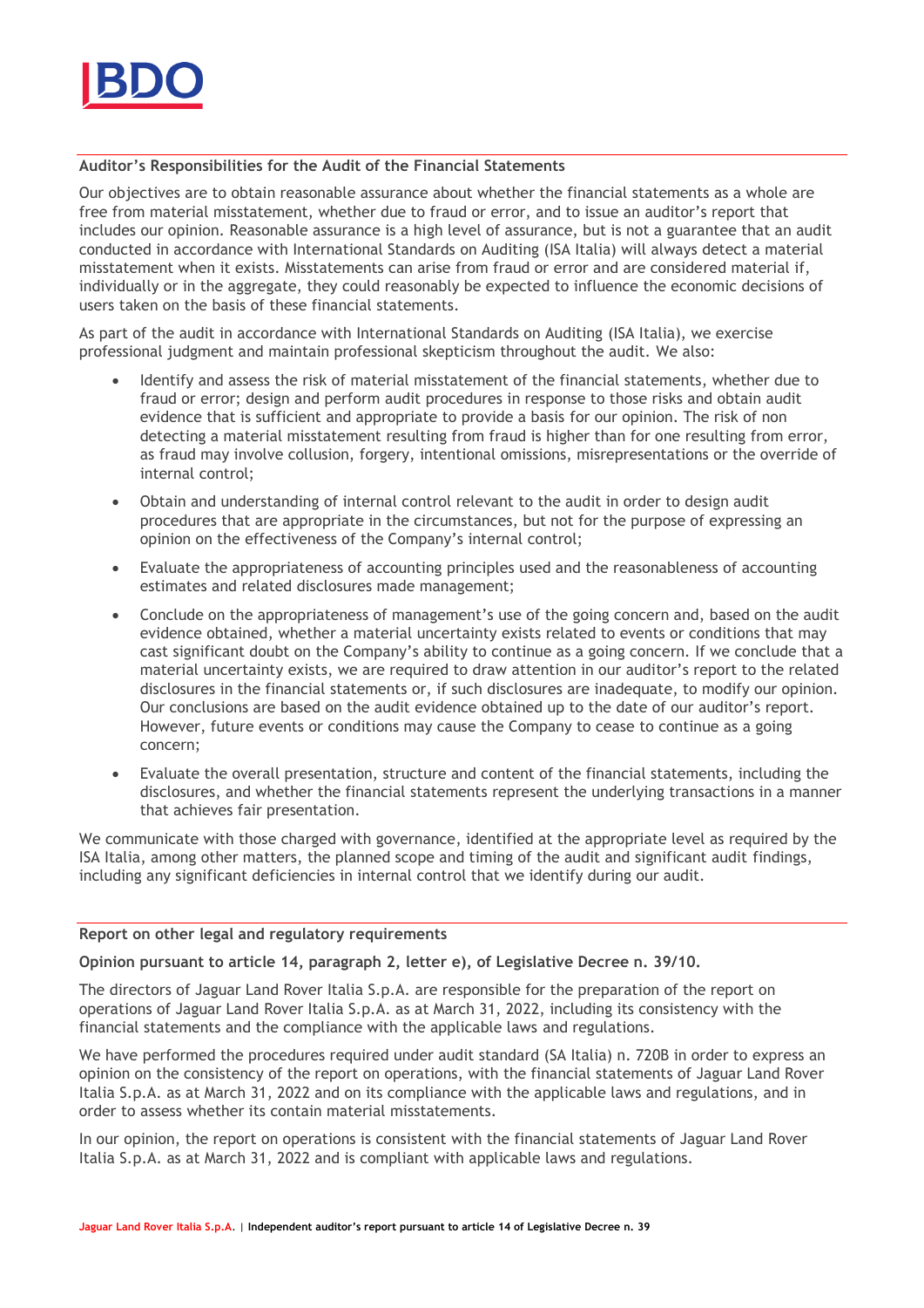## Auditor's Responsibilities for the Audit of the Financial Statements

Our objectives are to obtain reasonable assurance about whether the financial statements as a whole are free from material misstatement, whether due to fraud or error, and to issue an auditor's report that includes our opinion. Reasonable assurance is a high level of assurance, but is not a guarantee that an audit conducted in accordance with International Standards on Auditing (ISA Italia) will always detect a material misstatement when it exists. Misstatements can arise from fraud or error and are considered material if, individually or in the aggregate, they could reasonably be expected to influence the economic decisions of users taken on the basis of these financial statements.

As part of the audit in accordance with International Standards on Auditing (ISA Italia), we exercise professional judgment and maintain professional skepticism throughout the audit. We also:

- Identify and assess the risk of material misstatement of the financial statements, whether due to fraud or error; design and perform audit procedures in response to those risks and obtain audit evidence that is sufficient and appropriate to provide a basis for our opinion. The risk of non detecting a material misstatement resulting from fraud is higher than for one resulting from error, as fraud may involve collusion, forgery, intentional omissions, misrepresentations or the override of internal control;
- Obtain and understanding of internal control relevant to the audit in order to design audit procedures that are appropriate in the circumstances, but not for the purpose of expressing an opinion on the effectiveness of the Company's internal control;
- Evaluate the appropriateness of accounting principles used and the reasonableness of accounting estimates and related disclosures made management;
- Conclude on the appropriateness of management's use of the going concern and, based on the audit evidence obtained, whether a material uncertainty exists related to events or conditions that may cast significant doubt on the Company's ability to continue as a going concern. If we conclude that a material uncertainty exists, we are required to draw attention in our auditor's report to the related disclosures in the financial statements or, if such disclosures are inadequate, to modify our opinion. Our conclusions are based on the audit evidence obtained up to the date of our auditor's report. However, future events or conditions may cause the Company to cease to continue as a going concern;
- Evaluate the overall presentation, structure and content of the financial statements, including the disclosures, and whether the financial statements represent the underlying transactions in a manner that achieves fair presentation.

We communicate with those charged with governance, identified at the appropriate level as required by the ISA Italia, among other matters, the planned scope and timing of the audit and significant audit findings, including any significant deficiencies in internal control that we identify during our audit.

## Report on other legal and regulatory requirements

### Opinion pursuant to article 14, paragraph 2, letter e), of Legislative Decree n. 39/10.

The directors of Jaguar Land Rover Italia S.p.A. are responsible for the preparation of the report on operations of Jaguar Land Rover Italia S.p.A. as at March 31, 2022, including its consistency with the financial statements and the compliance with the applicable laws and regulations.

We have performed the procedures required under audit standard (SA Italia) n. 720B in order to express an opinion on the consistency of the report on operations, with the financial statements of Jaguar Land Rover Italia S.p.A. as at March 31, 2022 and on its compliance with the applicable laws and regulations, and in order to assess whether its contain material misstatements.

In our opinion, the report on operations is consistent with the financial statements of Jaguar Land Rover Italia S.p.A. as at March 31, 2022 and is compliant with applicable laws and regulations.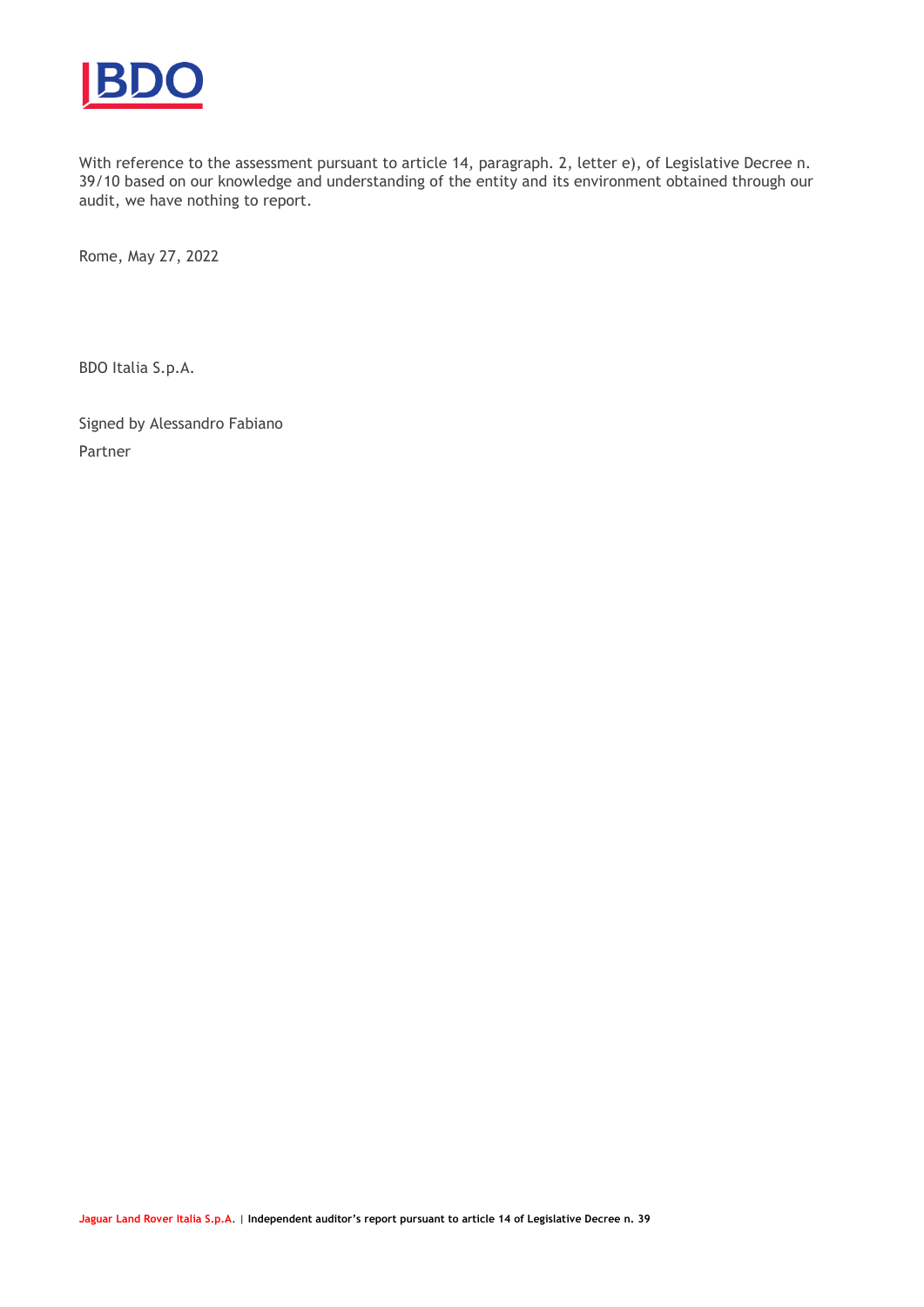With reference to the assessment pursuant to article 14, paragraph. 2, letter e), of Legislative Decree n. 39/10 based on our knowledge and understanding of the entity and its environment obtained through our audit, we have nothing to report.

Rome, May 27, 2022

BDO Italia S.p.A.

Signed by Alessandro Fabiano

Partner